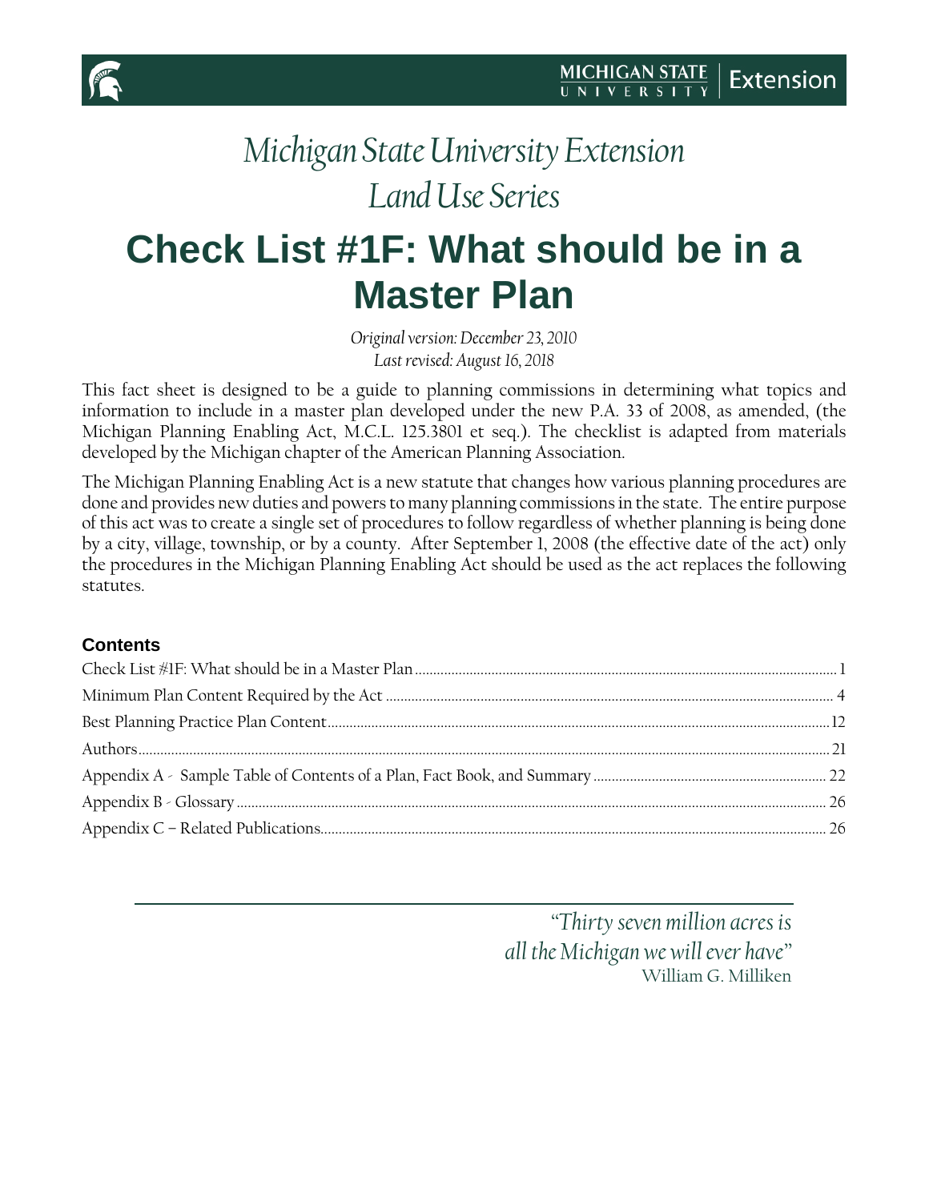*Michigan State University Extension*

*Land Use Series*

# Check List #1F: What should be in a Master Plan

*Original version: December 23, 2010*
*Last revised: August 16, 2018*

This fact sheet is designed to be a guide to planning commissions in determining what topics and information to include in a master plan developed under the new P.A. 33 of 2008, as amended, (the Michigan Planning Enabling Act, M.C.L. 125.3801 et seq.). The checklist is adapted from materials developed by the Michigan chapter of the American Planning Association.

The Michigan Planning Enabling Act is a new statute that changes how various planning procedures are done and provides new duties and powers to many planning commissions in the state. The entire purpose of this act was to create a single set of procedures to follow regardless of whether planning is being done by a city, village, township, or by a county. After September 1, 2008 (the effective date of the act) only the procedures in the Michigan Planning Enabling Act should be used as the act replaces the following statutes.

**Contents**

Check List #1F: What should be in a Master Plan .......... 1
Minimum Plan Content Required by the Act .......... 4
Best Planning Practice Plan Content .......... 12
Authors .......... 21
Appendix A - Sample Table of Contents of a Plan, Fact Book, and Summary .......... 22
Appendix B - Glossary .......... 26
Appendix C – Related Publications .......... 26

*"Thirty seven million acres is all the Michigan we will ever have"*
William G. Milliken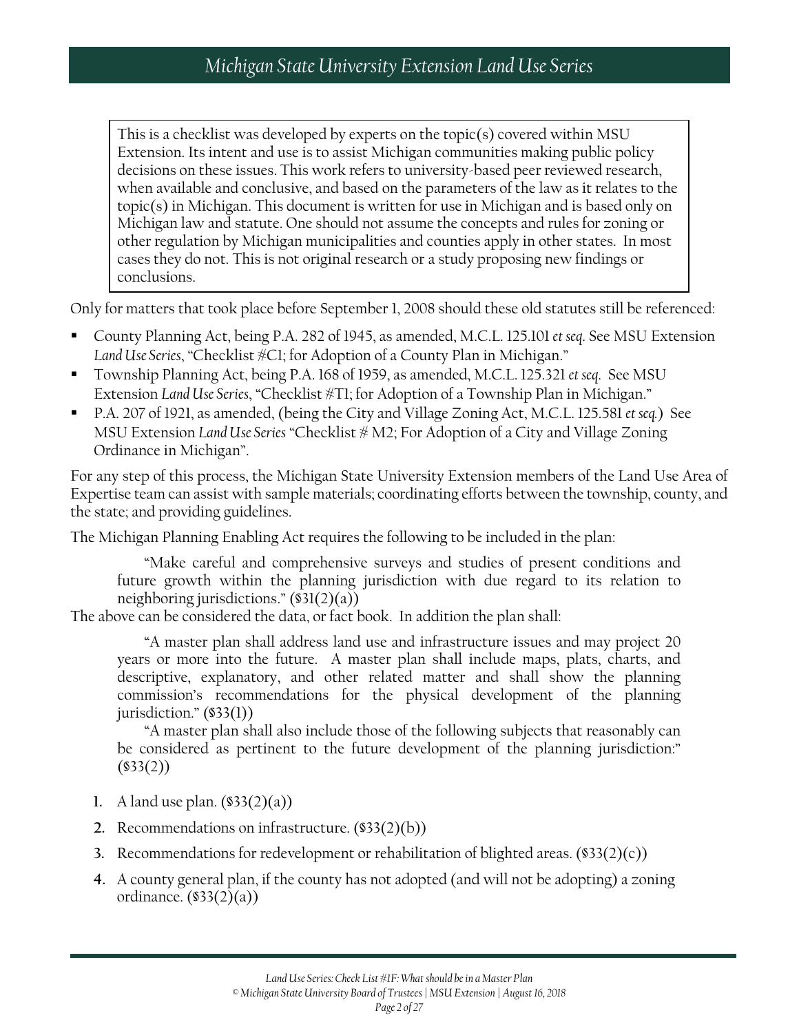> This is a checklist was developed by experts on the topic(s) covered within MSU Extension. Its intent and use is to assist Michigan communities making public policy decisions on these issues. This work refers to university-based peer reviewed research, when available and conclusive, and based on the parameters of the law as it relates to the topic(s) in Michigan. This document is written for use in Michigan and is based only on Michigan law and statute. One should not assume the concepts and rules for zoning or other regulation by Michigan municipalities and counties apply in other states. In most cases they do not. This is not original research or a study proposing new findings or conclusions.

Only for matters that took place before September 1, 2008 should these old statutes still be referenced:

- County Planning Act, being P.A. 282 of 1945, as amended, M.C.L. 125.101 *et seq*. See MSU Extension *Land Use Series*, "Checklist #C1; for Adoption of a County Plan in Michigan."
- Township Planning Act, being P.A. 168 of 1959, as amended, M.C.L. 125.321 *et seq*. See MSU Extension *Land Use Series*, "Checklist #T1; for Adoption of a Township Plan in Michigan."
- P.A. 207 of 1921, as amended, (being the City and Village Zoning Act, M.C.L. 125.581 *et seq.*) See MSU Extension *Land Use Series* "Checklist # M2; For Adoption of a City and Village Zoning Ordinance in Michigan".

For any step of this process, the Michigan State University Extension members of the Land Use Area of Expertise team can assist with sample materials; coordinating efforts between the township, county, and the state; and providing guidelines.

The Michigan Planning Enabling Act requires the following to be included in the plan:

> "Make careful and comprehensive surveys and studies of present conditions and future growth within the planning jurisdiction with due regard to its relation to neighboring jurisdictions." (§31(2)(a))

The above can be considered the data, or fact book. In addition the plan shall:

> "A master plan shall address land use and infrastructure issues and may project 20 years or more into the future. A master plan shall include maps, plats, charts, and descriptive, explanatory, and other related matter and shall show the planning commission's recommendations for the physical development of the planning jurisdiction." (§33(1))
>
> "A master plan shall also include those of the following subjects that reasonably can be considered as pertinent to the future development of the planning jurisdiction:" (§33(2))

1. A land use plan. (§33(2)(a))
2. Recommendations on infrastructure. (§33(2)(b))
3. Recommendations for redevelopment or rehabilitation of blighted areas. (§33(2)(c))
4. A county general plan, if the county has not adopted (and will not be adopting) a zoning ordinance. (§33(2)(a))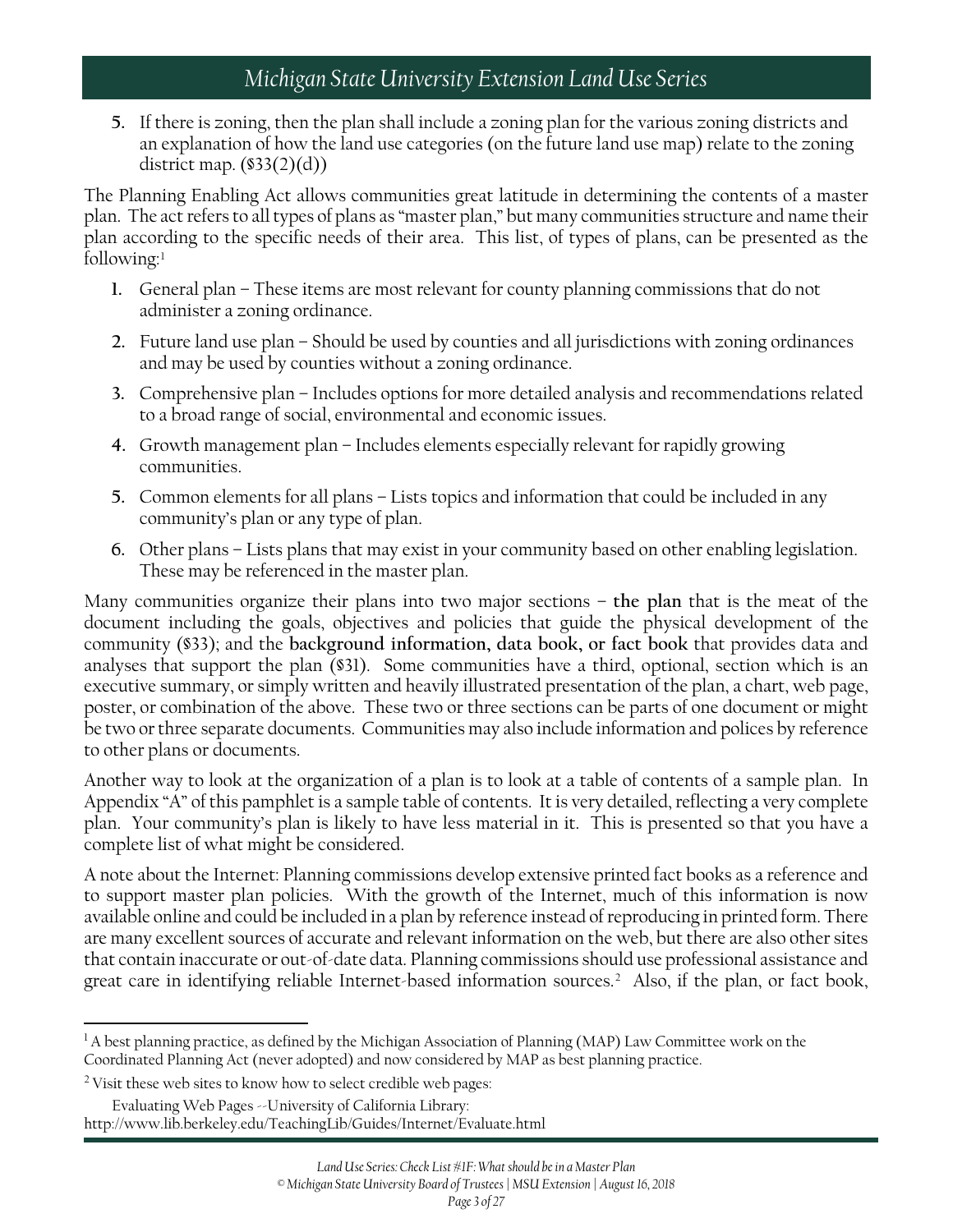5. If there is zoning, then the plan shall include a zoning plan for the various zoning districts and an explanation of how the land use categories (on the future land use map) relate to the zoning district map. (§33(2)(d))

The Planning Enabling Act allows communities great latitude in determining the contents of a master plan. The act refers to all types of plans as "master plan," but many communities structure and name their plan according to the specific needs of their area. This list, of types of plans, can be presented as the following:[1]

1. General plan – These items are most relevant for county planning commissions that do not administer a zoning ordinance.
2. Future land use plan – Should be used by counties and all jurisdictions with zoning ordinances and may be used by counties without a zoning ordinance.
3. Comprehensive plan – Includes options for more detailed analysis and recommendations related to a broad range of social, environmental and economic issues.
4. Growth management plan – Includes elements especially relevant for rapidly growing communities.
5. Common elements for all plans – Lists topics and information that could be included in any community's plan or any type of plan.
6. Other plans – Lists plans that may exist in your community based on other enabling legislation. These may be referenced in the master plan.

Many communities organize their plans into two major sections – **the plan** that is the meat of the document including the goals, objectives and policies that guide the physical development of the community (§33); and the **background information, data book, or fact book** that provides data and analyses that support the plan (§31). Some communities have a third, optional, section which is an executive summary, or simply written and heavily illustrated presentation of the plan, a chart, web page, poster, or combination of the above. These two or three sections can be parts of one document or might be two or three separate documents. Communities may also include information and polices by reference to other plans or documents.

Another way to look at the organization of a plan is to look at a table of contents of a sample plan. In Appendix "A" of this pamphlet is a sample table of contents. It is very detailed, reflecting a very complete plan. Your community's plan is likely to have less material in it. This is presented so that you have a complete list of what might be considered.

A note about the Internet: Planning commissions develop extensive printed fact books as a reference and to support master plan policies. With the growth of the Internet, much of this information is now available online and could be included in a plan by reference instead of reproducing in printed form. There are many excellent sources of accurate and relevant information on the web, but there are also other sites that contain inaccurate or out-of-date data. Planning commissions should use professional assistance and great care in identifying reliable Internet-based information sources.[2] Also, if the plan, or fact book,

---

[1] A best planning practice, as defined by the Michigan Association of Planning (MAP) Law Committee work on the Coordinated Planning Act (never adopted) and now considered by MAP as best planning practice.

[2] Visit these web sites to know how to select credible web pages:

Evaluating Web Pages --University of California Library: http://www.lib.berkeley.edu/TeachingLib/Guides/Internet/Evaluate.html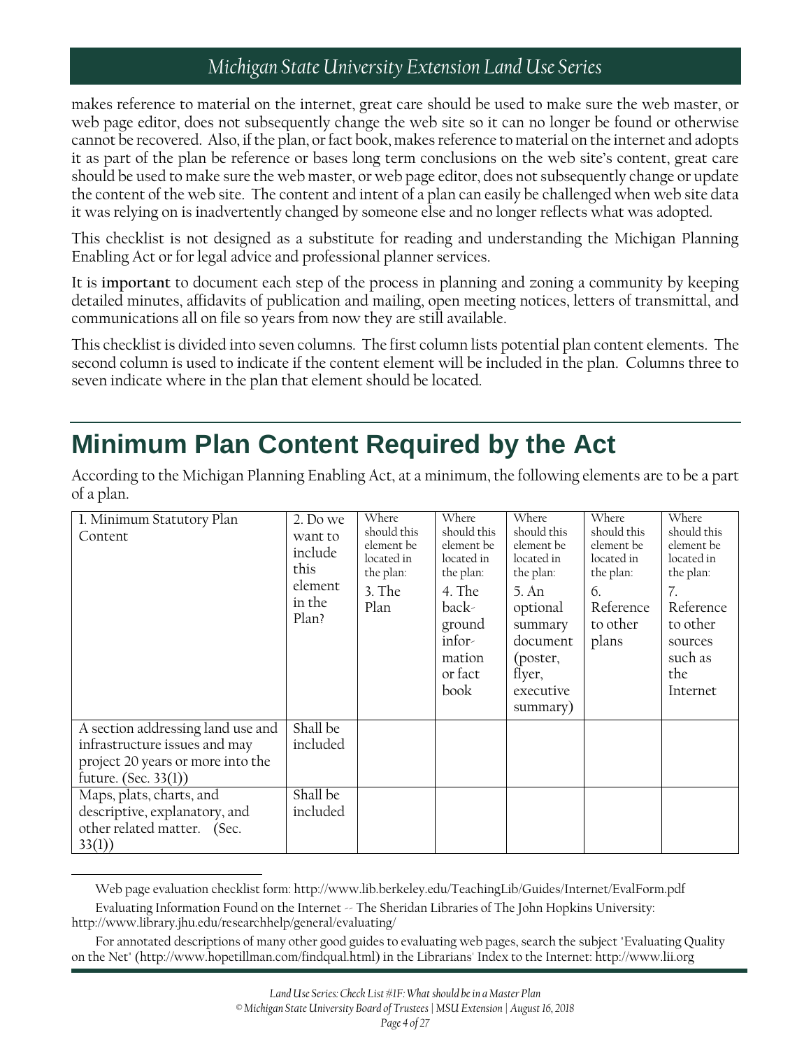makes reference to material on the internet, great care should be used to make sure the web master, or web page editor, does not subsequently change the web site so it can no longer be found or otherwise cannot be recovered. Also, if the plan, or fact book, makes reference to material on the internet and adopts it as part of the plan be reference or bases long term conclusions on the web site's content, great care should be used to make sure the web master, or web page editor, does not subsequently change or update the content of the web site. The content and intent of a plan can easily be challenged when web site data it was relying on is inadvertently changed by someone else and no longer reflects what was adopted.

This checklist is not designed as a substitute for reading and understanding the Michigan Planning Enabling Act or for legal advice and professional planner services.

It is **important** to document each step of the process in planning and zoning a community by keeping detailed minutes, affidavits of publication and mailing, open meeting notices, letters of transmittal, and communications all on file so years from now they are still available.

This checklist is divided into seven columns. The first column lists potential plan content elements. The second column is used to indicate if the content element will be included in the plan. Columns three to seven indicate where in the plan that element should be located.

## Minimum Plan Content Required by the Act

According to the Michigan Planning Enabling Act, at a minimum, the following elements are to be a part of a plan.

| 1. Minimum Statutory Plan Content | 2. Do we want to include this element in the Plan? | Where should this element be located in the plan: 3. The Plan | Where should this element be located in the plan: 4. The back-ground infor-mation or fact book | Where should this element be located in the plan: 5. An optional summary document (poster, flyer, executive summary) | Where should this element be located in the plan: 6. Reference to other plans | Where should this element be located in the plan: 7. Reference to other sources such as the Internet |
|---|---|---|---|---|---|---|
| A section addressing land use and infrastructure issues and may project 20 years or more into the future. (Sec. 33(1)) | Shall be included | | | | | |
| Maps, plats, charts, and descriptive, explanatory, and other related matter. (Sec. 33(1)) | Shall be included | | | | | |

Web page evaluation checklist form: http://www.lib.berkeley.edu/TeachingLib/Guides/Internet/EvalForm.pdf

Evaluating Information Found on the Internet -- The Sheridan Libraries of The John Hopkins University: http://www.library.jhu.edu/researchhelp/general/evaluating/

For annotated descriptions of many other good guides to evaluating web pages, search the subject "Evaluating Quality on the Net" (http://www.hopetillman.com/findqual.html) in the Librarians' Index to the Internet: http://www.lii.org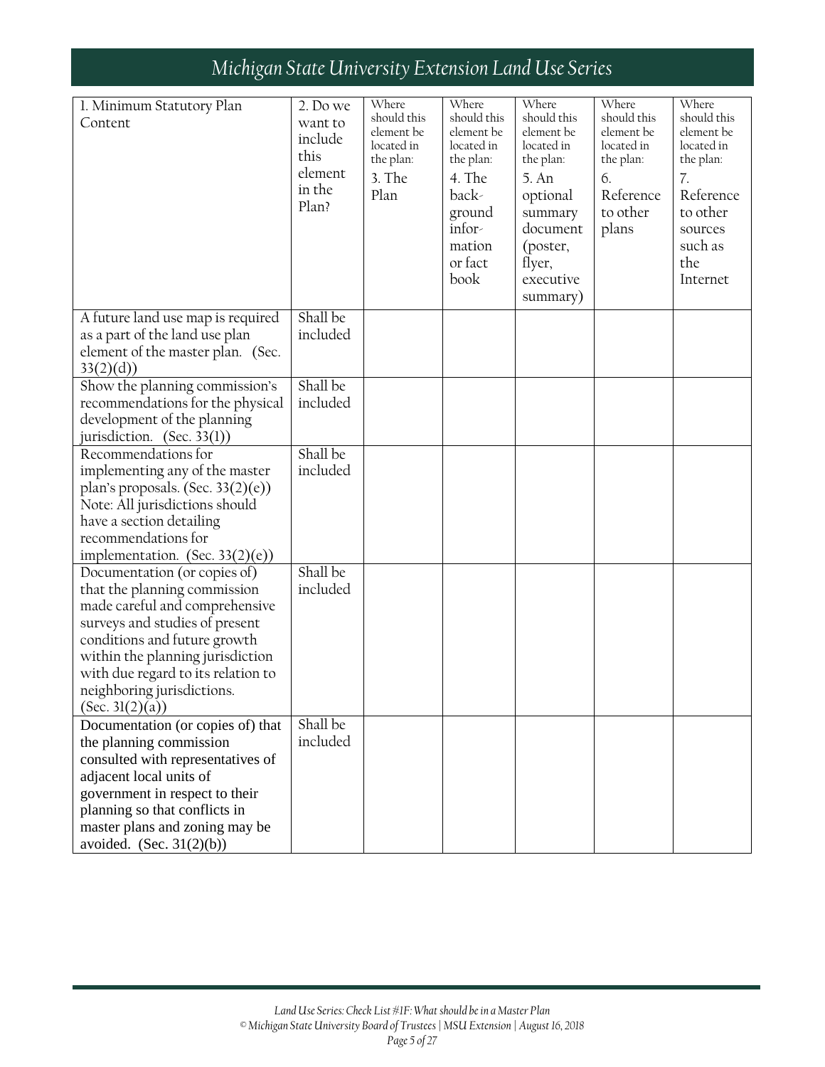| 1. Minimum Statutory Plan Content | 2. Do we want to include this element in the Plan? | Where should this element be located in the plan: 3. The Plan | Where should this element be located in the plan: 4. The back-ground infor-mation or fact book | Where should this element be located in the plan: 5. An optional summary document (poster, flyer, executive summary) | Where should this element be located in the plan: 6. Reference to other plans | Where should this element be located in the plan: 7. Reference to other sources such as the Internet |
|---|---|---|---|---|---|---|
| A future land use map is required as a part of the land use plan element of the master plan. (Sec. 33(2)(d)) | Shall be included | | | | | |
| Show the planning commission's recommendations for the physical development of the planning jurisdiction. (Sec. 33(1)) | Shall be included | | | | | |
| Recommendations for implementing any of the master plan's proposals. (Sec. 33(2)(e)) Note: All jurisdictions should have a section detailing recommendations for implementation. (Sec. 33(2)(e)) | Shall be included | | | | | |
| Documentation (or copies of) that the planning commission made careful and comprehensive surveys and studies of present conditions and future growth within the planning jurisdiction with due regard to its relation to neighboring jurisdictions. (Sec. 31(2)(a)) | Shall be included | | | | | |
| Documentation (or copies of) that the planning commission consulted with representatives of adjacent local units of government in respect to their planning so that conflicts in master plans and zoning may be avoided. (Sec. 31(2)(b)) | Shall be included | | | | | |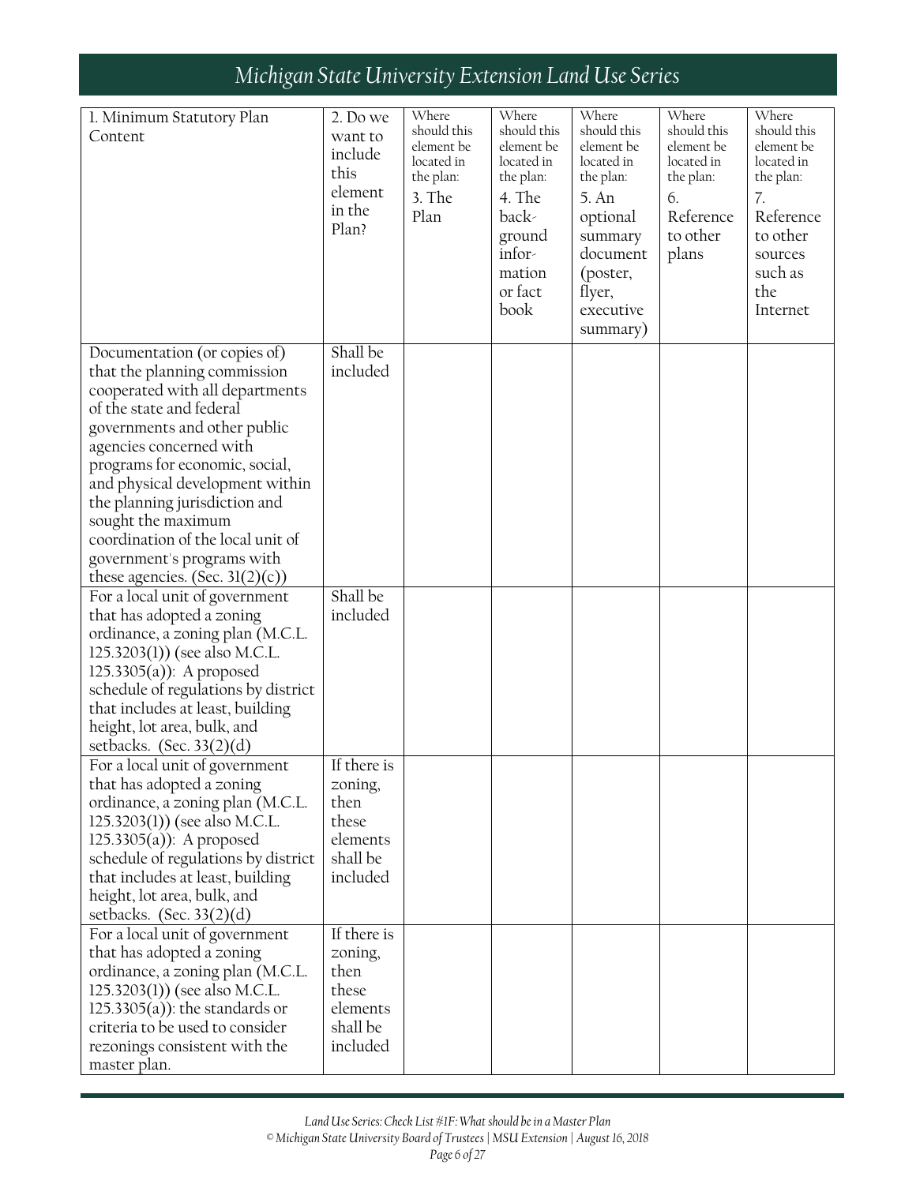| 1. Minimum Statutory Plan Content | 2. Do we want to include this element in the Plan? | Where should this element be located in the plan: 3. The Plan | Where should this element be located in the plan: 4. The background information or fact book | Where should this element be located in the plan: 5. An optional summary document (poster, flyer, executive summary) | Where should this element be located in the plan: 6. Reference to other plans | Where should this element be located in the plan: 7. Reference to other sources such as the Internet |
|---|---|---|---|---|---|---|
| Documentation (or copies of) that the planning commission cooperated with all departments of the state and federal governments and other public agencies concerned with programs for economic, social, and physical development within the planning jurisdiction and sought the maximum coordination of the local unit of government's programs with these agencies. (Sec. 31(2)(c)) | Shall be included | | | | | |
| For a local unit of government that has adopted a zoning ordinance, a zoning plan (M.C.L. 125.3203(1)) (see also M.C.L. 125.3305(a)): A proposed schedule of regulations by district that includes at least, building height, lot area, bulk, and setbacks. (Sec. 33(2)(d) | Shall be included | | | | | |
| For a local unit of government that has adopted a zoning ordinance, a zoning plan (M.C.L. 125.3203(1)) (see also M.C.L. 125.3305(a)): A proposed schedule of regulations by district that includes at least, building height, lot area, bulk, and setbacks. (Sec. 33(2)(d) | If there is zoning, then these elements shall be included | | | | | |
| For a local unit of government that has adopted a zoning ordinance, a zoning plan (M.C.L. 125.3203(1)) (see also M.C.L. 125.3305(a)): the standards or criteria to be used to consider rezonings consistent with the master plan. | If there is zoning, then these elements shall be included | | | | | |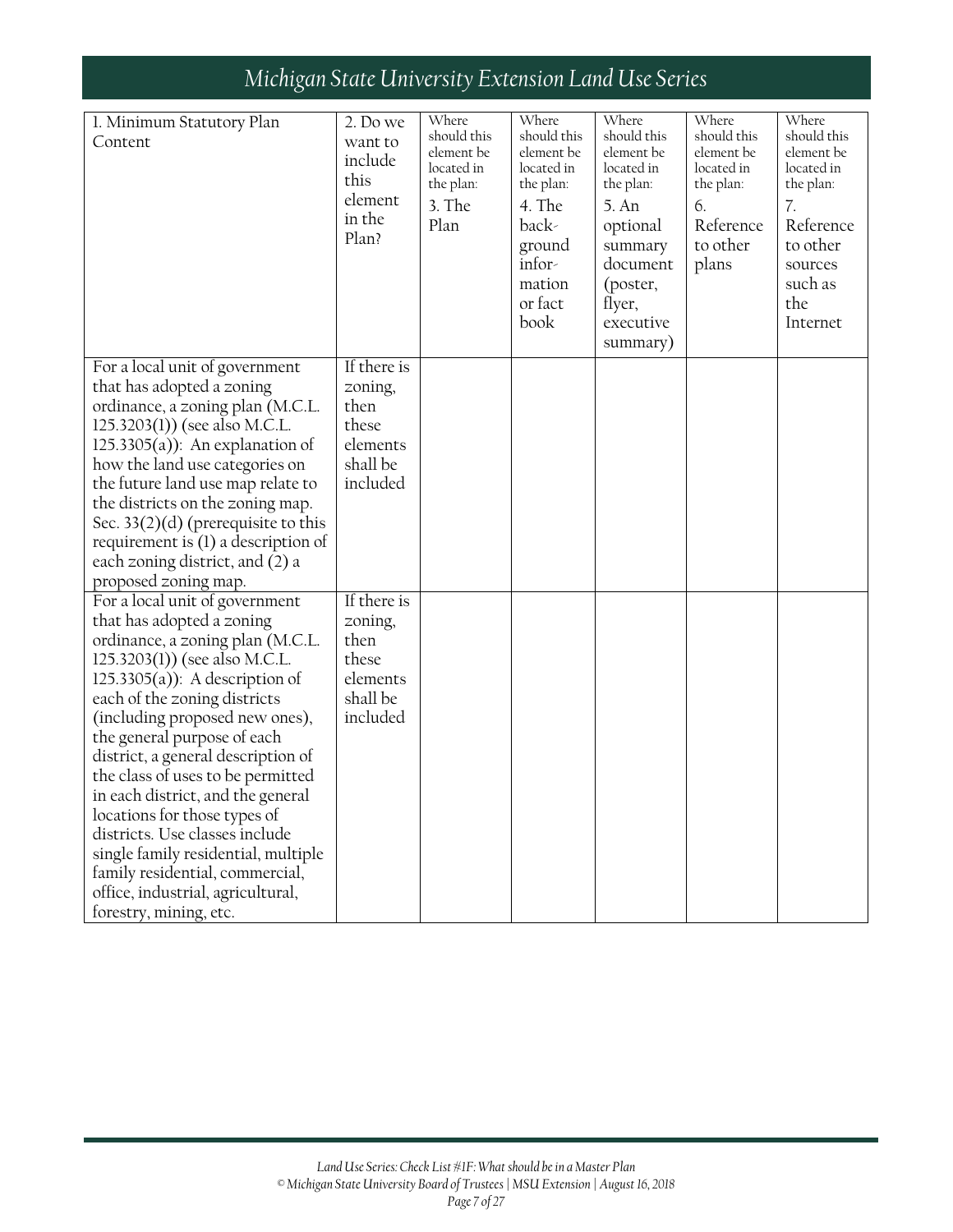| 1. Minimum Statutory Plan Content | 2. Do we want to include this element in the Plan? | Where should this element be located in the plan: 3. The Plan | Where should this element be located in the plan: 4. The back-ground infor-mation or fact book | Where should this element be located in the plan: 5. An optional summary document (poster, flyer, executive summary) | Where should this element be located in the plan: 6. Reference to other plans | Where should this element be located in the plan: 7. Reference to other sources such as the Internet |
|---|---|---|---|---|---|---|
| For a local unit of government that has adopted a zoning ordinance, a zoning plan (M.C.L. 125.3203(1)) (see also M.C.L. 125.3305(a)): An explanation of how the land use categories on the future land use map relate to the districts on the zoning map. Sec. 33(2)(d) (prerequisite to this requirement is (1) a description of each zoning district, and (2) a proposed zoning map. | If there is zoning, then these elements shall be included | | | | | |
| For a local unit of government that has adopted a zoning ordinance, a zoning plan (M.C.L. 125.3203(1)) (see also M.C.L. 125.3305(a)): A description of each of the zoning districts (including proposed new ones), the general purpose of each district, a general description of the class of uses to be permitted in each district, and the general locations for those types of districts. Use classes include single family residential, multiple family residential, commercial, office, industrial, agricultural, forestry, mining, etc. | If there is zoning, then these elements shall be included | | | | | |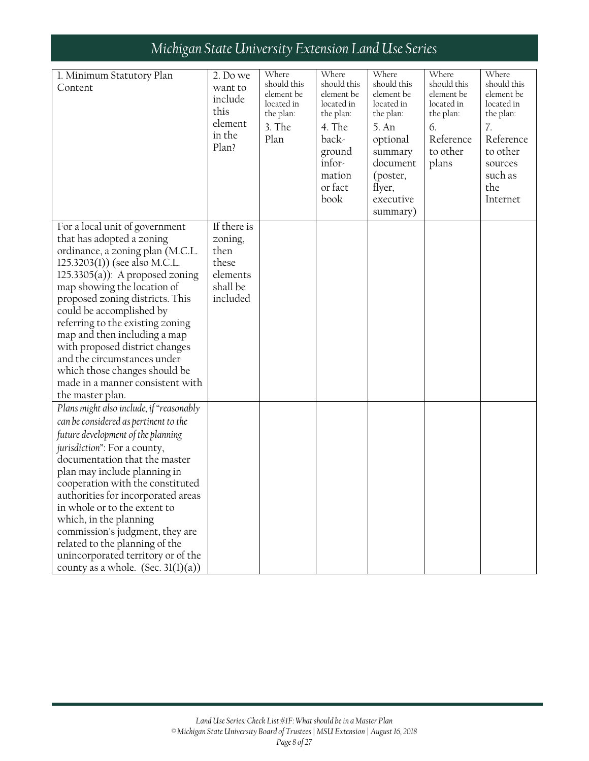| 1. Minimum Statutory Plan Content | 2. Do we want to include this element in the Plan? | Where should this element be located in the plan: 3. The Plan | Where should this element be located in the plan: 4. The back-ground infor-mation or fact book | Where should this element be located in the plan: 5. An optional summary document (poster, flyer, executive summary) | Where should this element be located in the plan: 6. Reference to other plans | Where should this element be located in the plan: 7. Reference to other sources such as the Internet |
|---|---|---|---|---|---|---|
| For a local unit of government that has adopted a zoning ordinance, a zoning plan (M.C.L. 125.3203(1)) (see also M.C.L. 125.3305(a)): A proposed zoning map showing the location of proposed zoning districts. This could be accomplished by referring to the existing zoning map and then including a map with proposed district changes and the circumstances under which those changes should be made in a manner consistent with the master plan. | If there is zoning, then these elements shall be included | | | | | |
| *Plans might also include, if "reasonably can be considered as pertinent to the future development of the planning jurisdiction"*: For a county, documentation that the master plan may include planning in cooperation with the constituted authorities for incorporated areas in whole or to the extent to which, in the planning commission's judgment, they are related to the planning of the unincorporated territory or of the county as a whole. (Sec. 31(1)(a)) | | | | | | |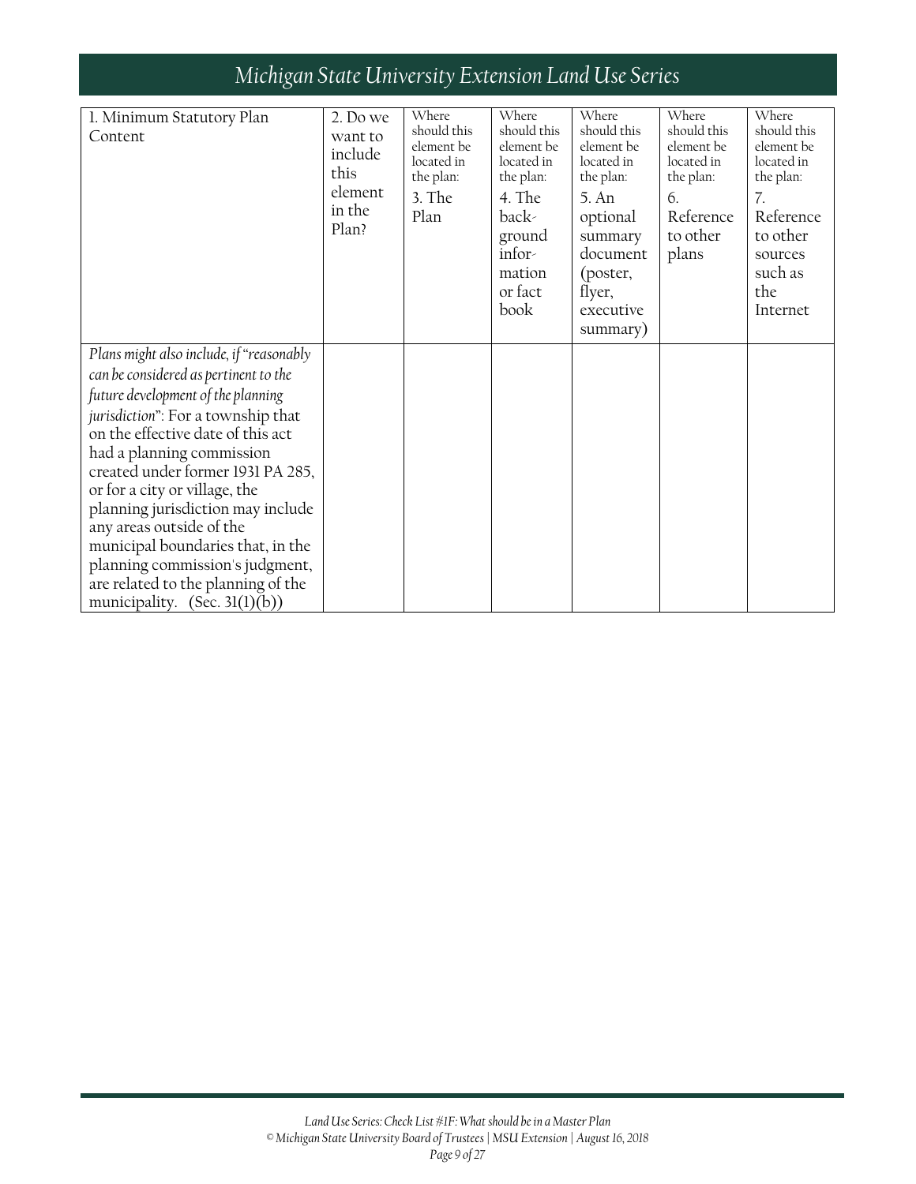| 1. Minimum Statutory Plan Content | 2. Do we want to include this element in the Plan? | Where should this element be located in the plan: 3. The Plan | Where should this element be located in the plan: 4. The background information or fact book | Where should this element be located in the plan: 5. An optional summary document (poster, flyer, executive summary) | Where should this element be located in the plan: 6. Reference to other plans | Where should this element be located in the plan: 7. Reference to other sources such as the Internet |
|---|---|---|---|---|---|---|
| *Plans might also include, if "reasonably can be considered as pertinent to the future development of the planning jurisdiction"*: For a township that on the effective date of this act had a planning commission created under former 1931 PA 285, or for a city or village, the planning jurisdiction may include any areas outside of the municipal boundaries that, in the planning commission's judgment, are related to the planning of the municipality. (Sec. 31(1)(b)) | | | | | | |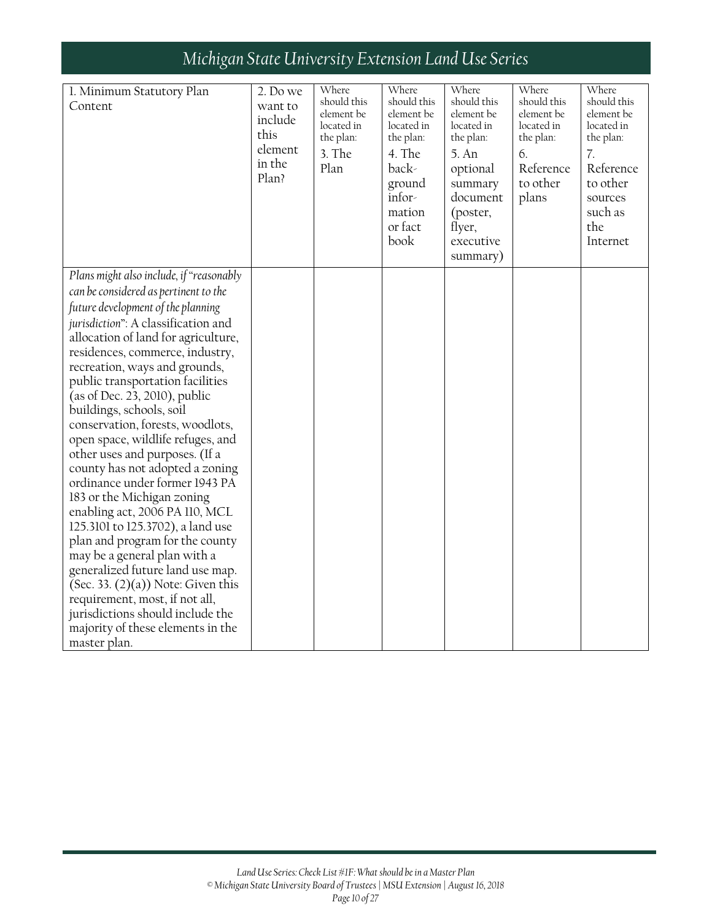| 1. Minimum Statutory Plan Content | 2. Do we want to include this element in the Plan? | Where should this element be located in the plan: 3. The Plan | Where should this element be located in the plan: 4. The back-ground infor-mation or fact book | Where should this element be located in the plan: 5. An optional summary document (poster, flyer, executive summary) | Where should this element be located in the plan: 6. Reference to other plans | Where should this element be located in the plan: 7. Reference to other sources such as the Internet |
|---|---|---|---|---|---|---|
| *Plans might also include, if "reasonably can be considered as pertinent to the future development of the planning jurisdiction"*: A classification and allocation of land for agriculture, residences, commerce, industry, recreation, ways and grounds, public transportation facilities (as of Dec. 23, 2010), public buildings, schools, soil conservation, forests, woodlots, open space, wildlife refuges, and other uses and purposes. (If a county has not adopted a zoning ordinance under former 1943 PA 183 or the Michigan zoning enabling act, 2006 PA 110, MCL 125.3101 to 125.3702), a land use plan and program for the county may be a general plan with a generalized future land use map. (Sec. 33. (2)(a)) Note: Given this requirement, most, if not all, jurisdictions should include the majority of these elements in the master plan. | | | | | | |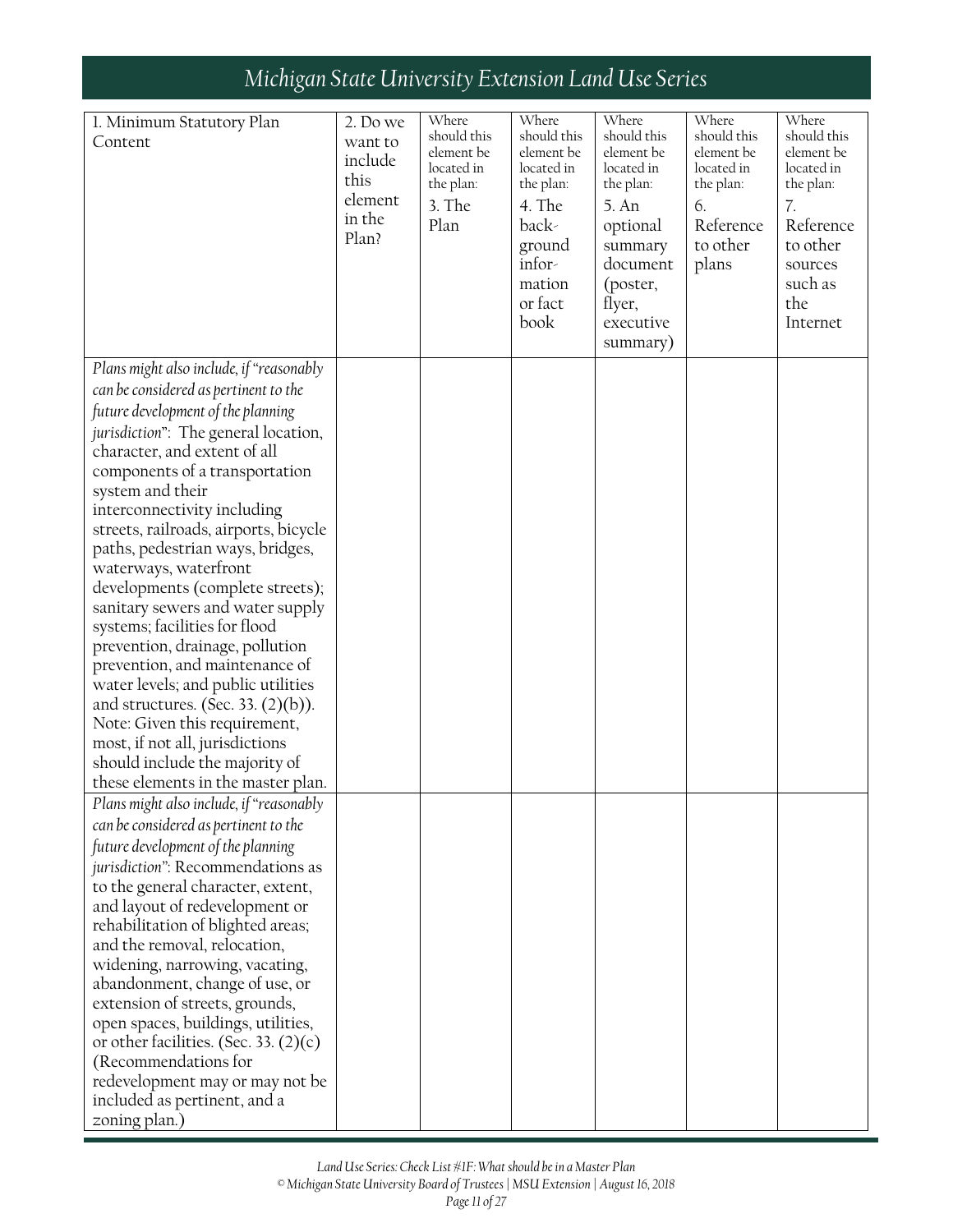| 1. Minimum Statutory Plan Content | 2. Do we want to include this element in the Plan? | Where should this element be located in the plan: 3. The Plan | Where should this element be located in the plan: 4. The back-ground infor-mation or fact book | Where should this element be located in the plan: 5. An optional summary document (poster, flyer, executive summary) | Where should this element be located in the plan: 6. Reference to other plans | Where should this element be located in the plan: 7. Reference to other sources such as the Internet |
|---|---|---|---|---|---|---|
| *Plans might also include, if "reasonably can be considered as pertinent to the future development of the planning jurisdiction"*: The general location, character, and extent of all components of a transportation system and their interconnectivity including streets, railroads, airports, bicycle paths, pedestrian ways, bridges, waterways, waterfront developments (complete streets); sanitary sewers and water supply systems; facilities for flood prevention, drainage, pollution prevention, and maintenance of water levels; and public utilities and structures. (Sec. 33. (2)(b)). Note: Given this requirement, most, if not all, jurisdictions should include the majority of these elements in the master plan. | | | | | | |
| *Plans might also include, if "reasonably can be considered as pertinent to the future development of the planning jurisdiction"*: Recommendations as to the general character, extent, and layout of redevelopment or rehabilitation of blighted areas; and the removal, relocation, widening, narrowing, vacating, abandonment, change of use, or extension of streets, grounds, open spaces, buildings, utilities, or other facilities. (Sec. 33. (2)(c) (Recommendations for redevelopment may or may not be included as pertinent, and a zoning plan.) | | | | | | |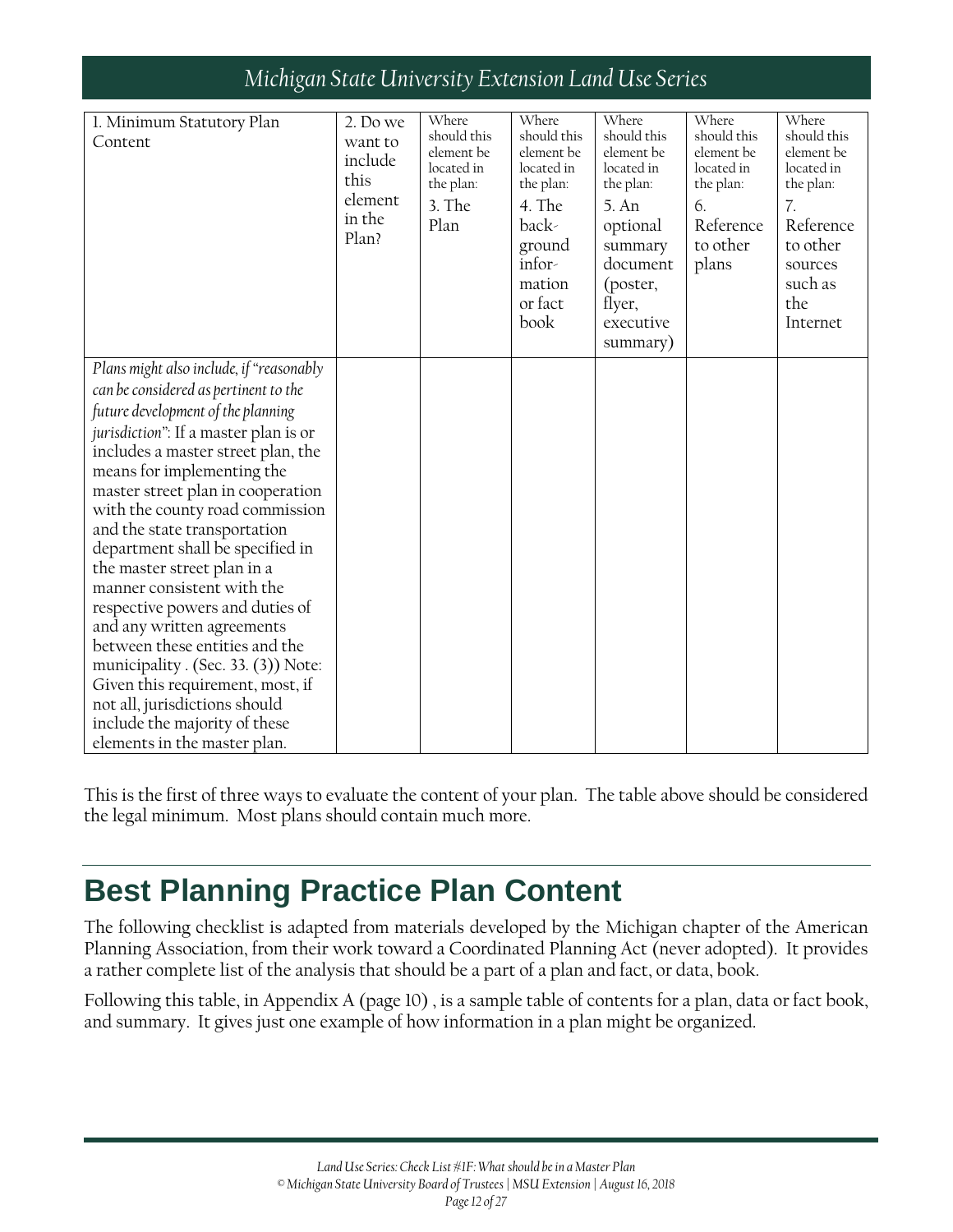| 1. Minimum Statutory Plan Content | 2. Do we want to include this element in the Plan? | Where should this element be located in the plan: 3. The Plan | Where should this element be located in the plan: 4. The background information or fact book | Where should this element be located in the plan: 5. An optional summary document (poster, flyer, executive summary) | Where should this element be located in the plan: 6. Reference to other plans | Where should this element be located in the plan: 7. Reference to other sources such as the Internet |
|---|---|---|---|---|---|---|
| *Plans might also include, if "reasonably can be considered as pertinent to the future development of the planning jurisdiction"*: If a master plan is or includes a master street plan, the means for implementing the master street plan in cooperation with the county road commission and the state transportation department shall be specified in the master street plan in a manner consistent with the respective powers and duties of and any written agreements between these entities and the municipality . (Sec. 33. (3)) Note: Given this requirement, most, if not all, jurisdictions should include the majority of these elements in the master plan. | | | | | | |

This is the first of three ways to evaluate the content of your plan. The table above should be considered the legal minimum. Most plans should contain much more.

## Best Planning Practice Plan Content

The following checklist is adapted from materials developed by the Michigan chapter of the American Planning Association, from their work toward a Coordinated Planning Act (never adopted). It provides a rather complete list of the analysis that should be a part of a plan and fact, or data, book.

Following this table, in Appendix A (page 10) , is a sample table of contents for a plan, data or fact book, and summary. It gives just one example of how information in a plan might be organized.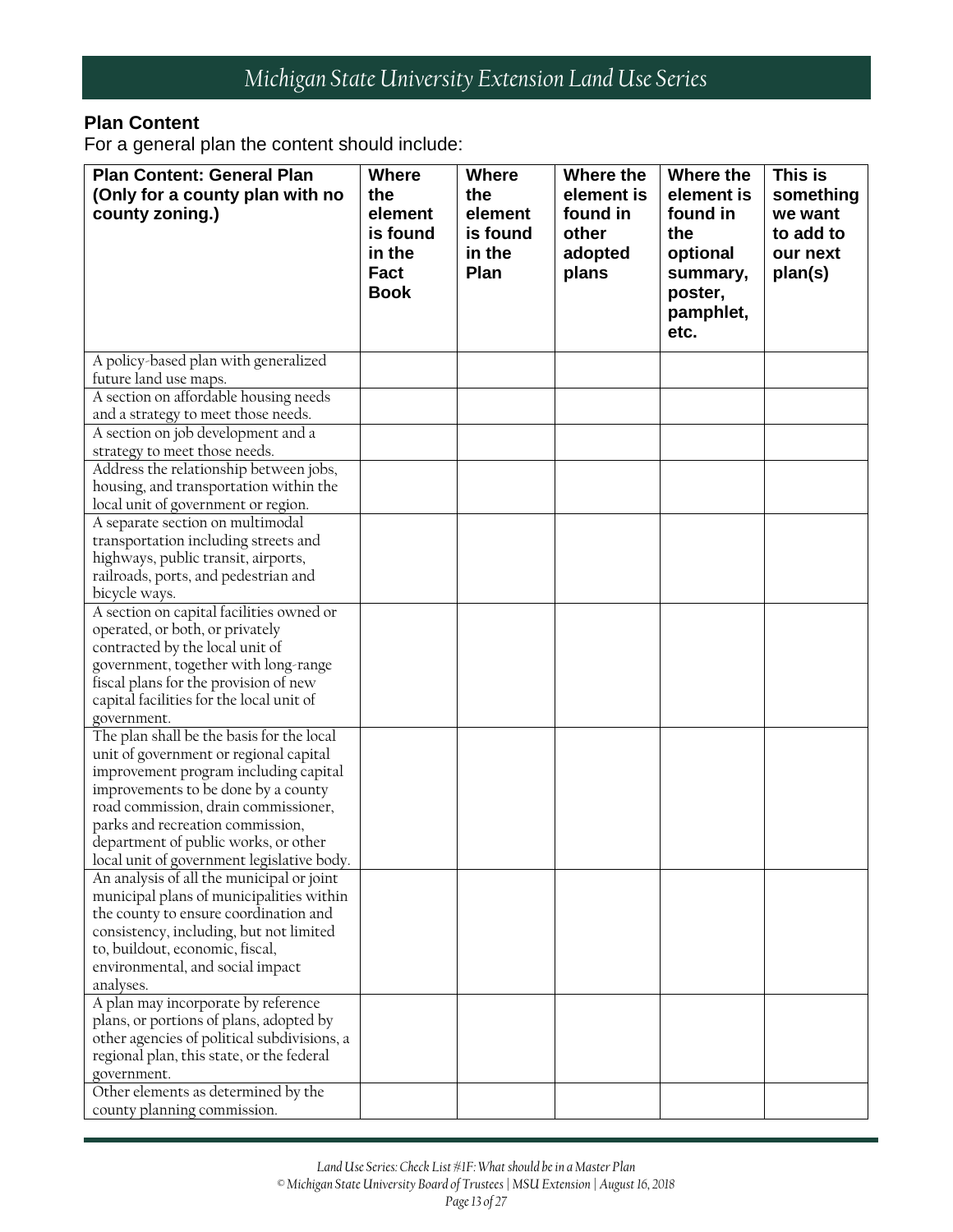## Plan Content

For a general plan the content should include:

| Plan Content: General Plan (Only for a county plan with no county zoning.) | Where the element is found in the Fact Book | Where the element is found in the Plan | Where the element is found in other adopted plans | Where the element is found in the optional summary, poster, pamphlet, etc. | This is something we want to add to our next plan(s) |
|---|---|---|---|---|---|
| A policy-based plan with generalized future land use maps. | | | | | |
| A section on affordable housing needs and a strategy to meet those needs. | | | | | |
| A section on job development and a strategy to meet those needs. | | | | | |
| Address the relationship between jobs, housing, and transportation within the local unit of government or region. | | | | | |
| A separate section on multimodal transportation including streets and highways, public transit, airports, railroads, ports, and pedestrian and bicycle ways. | | | | | |
| A section on capital facilities owned or operated, or both, or privately contracted by the local unit of government, together with long-range fiscal plans for the provision of new capital facilities for the local unit of government. | | | | | |
| The plan shall be the basis for the local unit of government or regional capital improvement program including capital improvements to be done by a county road commission, drain commissioner, parks and recreation commission, department of public works, or other local unit of government legislative body. | | | | | |
| An analysis of all the municipal or joint municipal plans of municipalities within the county to ensure coordination and consistency, including, but not limited to, buildout, economic, fiscal, environmental, and social impact analyses. | | | | | |
| A plan may incorporate by reference plans, or portions of plans, adopted by other agencies of political subdivisions, a regional plan, this state, or the federal government. | | | | | |
| Other elements as determined by the county planning commission. | | | | | |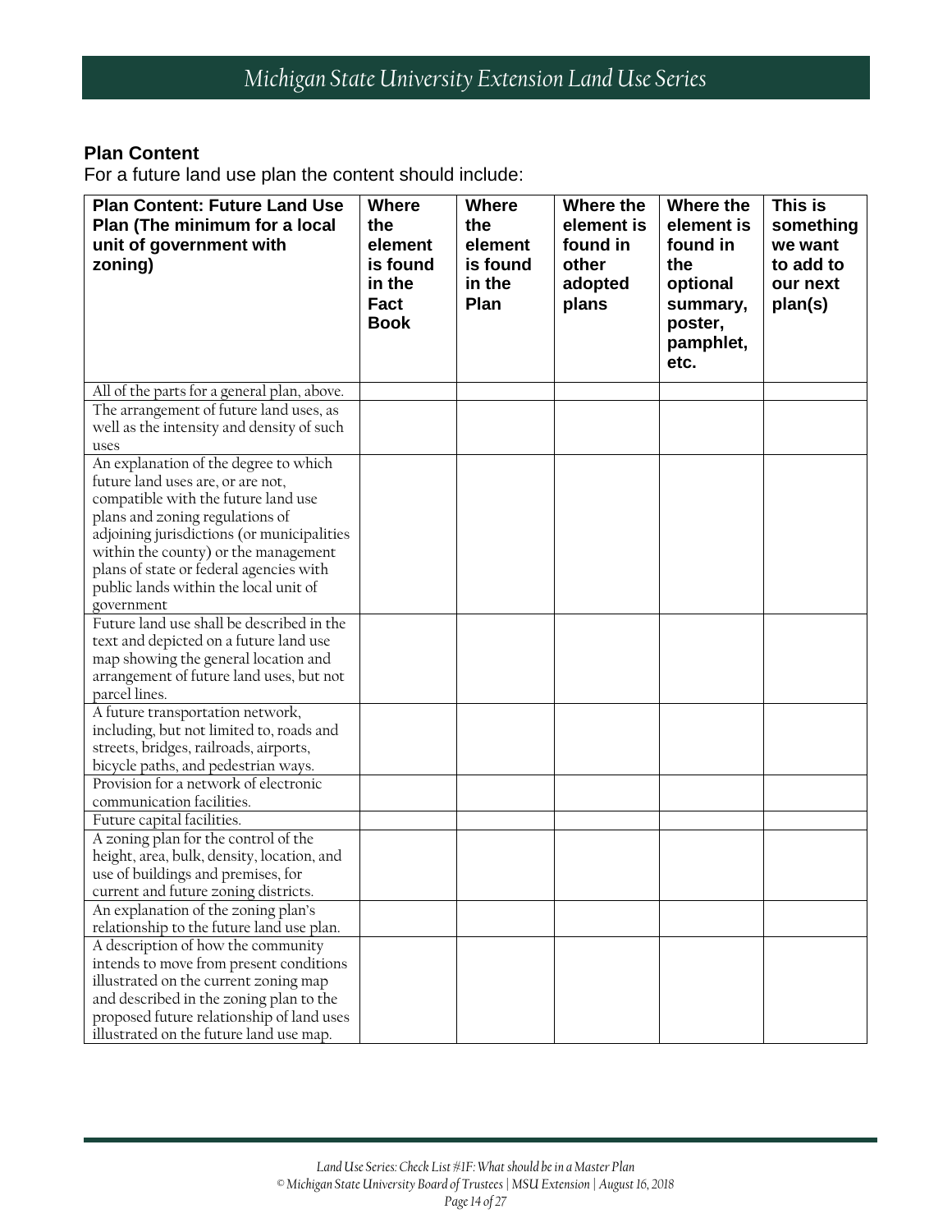### Plan Content

For a future land use plan the content should include:

| Plan Content: Future Land Use Plan (The minimum for a local unit of government with zoning) | Where the element is found in the Fact Book | Where the element is found in the Plan | Where the element is found in other adopted plans | Where the element is found in the optional summary, poster, pamphlet, etc. | This is something we want to add to our next plan(s) |
|---|---|---|---|---|---|
| All of the parts for a general plan, above. | | | | | |
| The arrangement of future land uses, as well as the intensity and density of such uses | | | | | |
| An explanation of the degree to which future land uses are, or are not, compatible with the future land use plans and zoning regulations of adjoining jurisdictions (or municipalities within the county) or the management plans of state or federal agencies with public lands within the local unit of government | | | | | |
| Future land use shall be described in the text and depicted on a future land use map showing the general location and arrangement of future land uses, but not parcel lines. | | | | | |
| A future transportation network, including, but not limited to, roads and streets, bridges, railroads, airports, bicycle paths, and pedestrian ways. | | | | | |
| Provision for a network of electronic communication facilities. | | | | | |
| Future capital facilities. | | | | | |
| A zoning plan for the control of the height, area, bulk, density, location, and use of buildings and premises, for current and future zoning districts. | | | | | |
| An explanation of the zoning plan's relationship to the future land use plan. | | | | | |
| A description of how the community intends to move from present conditions illustrated on the current zoning map and described in the zoning plan to the proposed future relationship of land uses illustrated on the future land use map. | | | | | |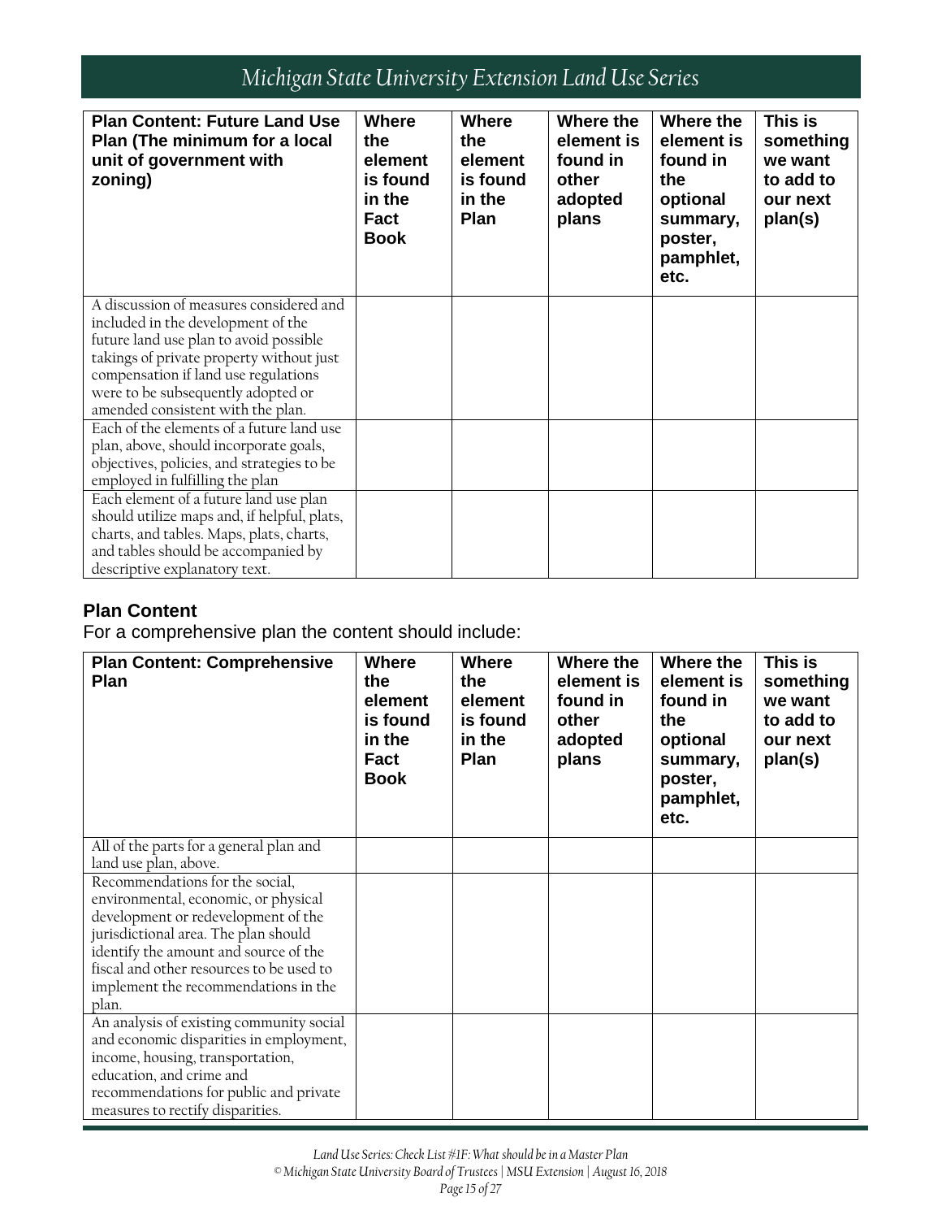| Plan Content: Future Land Use Plan (The minimum for a local unit of government with zoning) | Where the element is found in the Fact Book | Where the element is found in the Plan | Where the element is found in other adopted plans | Where the element is found in the optional summary, poster, pamphlet, etc. | This is something we want to add to our next plan(s) |
|---|---|---|---|---|---|
| A discussion of measures considered and included in the development of the future land use plan to avoid possible takings of private property without just compensation if land use regulations were to be subsequently adopted or amended consistent with the plan. | | | | | |
| Each of the elements of a future land use plan, above, should incorporate goals, objectives, policies, and strategies to be employed in fulfilling the plan | | | | | |
| Each element of a future land use plan should utilize maps and, if helpful, plats, charts, and tables. Maps, plats, charts, and tables should be accompanied by descriptive explanatory text. | | | | | |

**Plan Content**

For a comprehensive plan the content should include:

| Plan Content: Comprehensive Plan | Where the element is found in the Fact Book | Where the element is found in the Plan | Where the element is found in other adopted plans | Where the element is found in the optional summary, poster, pamphlet, etc. | This is something we want to add to our next plan(s) |
|---|---|---|---|---|---|
| All of the parts for a general plan and land use plan, above. | | | | | |
| Recommendations for the social, environmental, economic, or physical development or redevelopment of the jurisdictional area. The plan should identify the amount and source of the fiscal and other resources to be used to implement the recommendations in the plan. | | | | | |
| An analysis of existing community social and economic disparities in employment, income, housing, transportation, education, and crime and recommendations for public and private measures to rectify disparities. | | | | | |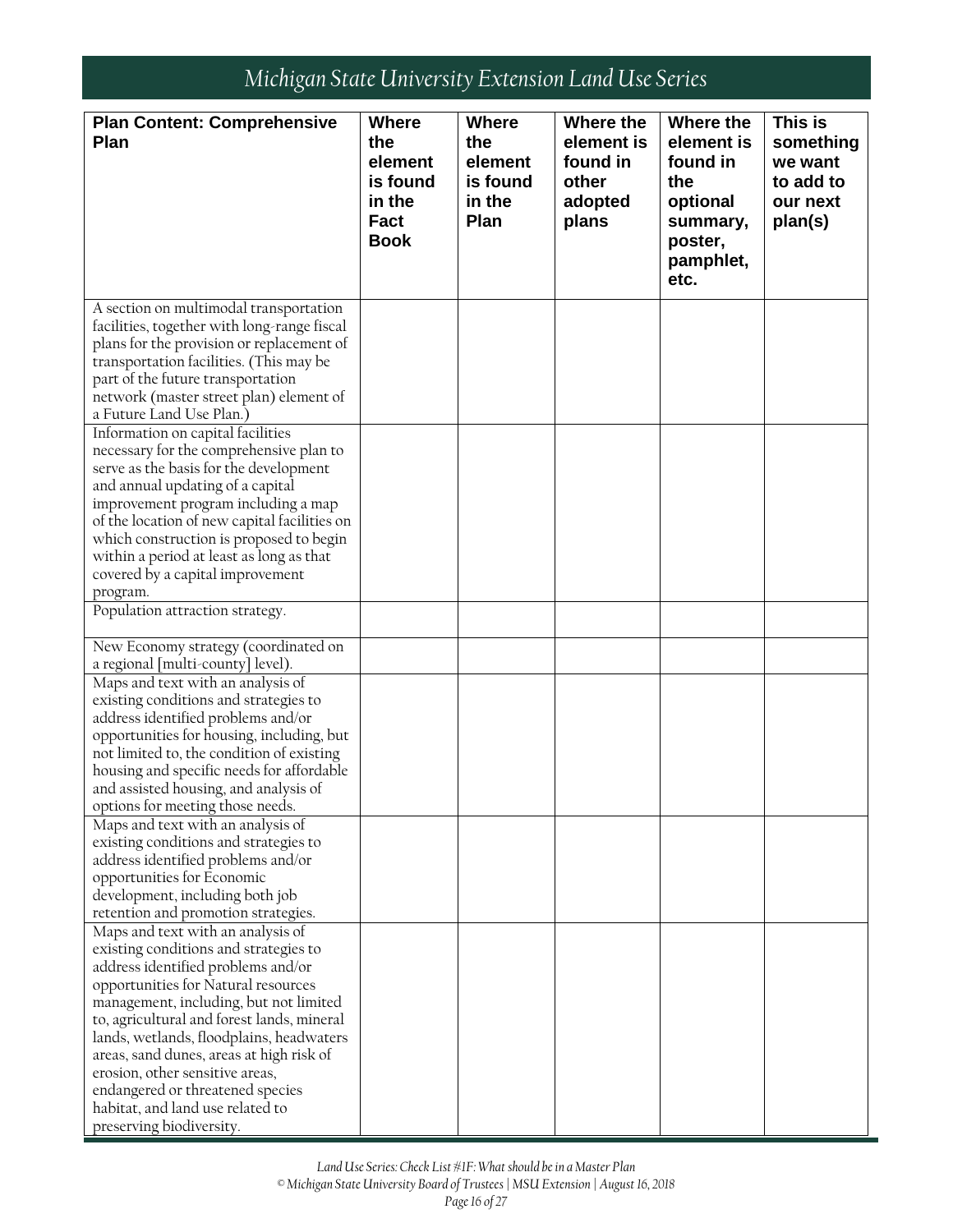| Plan Content: Comprehensive Plan | Where the element is found in the Fact Book | Where the element is found in the Plan | Where the element is found in other adopted plans | Where the element is found in the optional summary, poster, pamphlet, etc. | This is something we want to add to our next plan(s) |
|---|---|---|---|---|---|
| A section on multimodal transportation facilities, together with long-range fiscal plans for the provision or replacement of transportation facilities. (This may be part of the future transportation network (master street plan) element of a Future Land Use Plan.) | | | | | |
| Information on capital facilities necessary for the comprehensive plan to serve as the basis for the development and annual updating of a capital improvement program including a map of the location of new capital facilities on which construction is proposed to begin within a period at least as long as that covered by a capital improvement program. | | | | | |
| Population attraction strategy. | | | | | |
| New Economy strategy (coordinated on a regional [multi-county] level). | | | | | |
| Maps and text with an analysis of existing conditions and strategies to address identified problems and/or opportunities for housing, including, but not limited to, the condition of existing housing and specific needs for affordable and assisted housing, and analysis of options for meeting those needs. | | | | | |
| Maps and text with an analysis of existing conditions and strategies to address identified problems and/or opportunities for Economic development, including both job retention and promotion strategies. | | | | | |
| Maps and text with an analysis of existing conditions and strategies to address identified problems and/or opportunities for Natural resources management, including, but not limited to, agricultural and forest lands, mineral lands, wetlands, floodplains, headwaters areas, sand dunes, areas at high risk of erosion, other sensitive areas, endangered or threatened species habitat, and land use related to preserving biodiversity. | | | | | |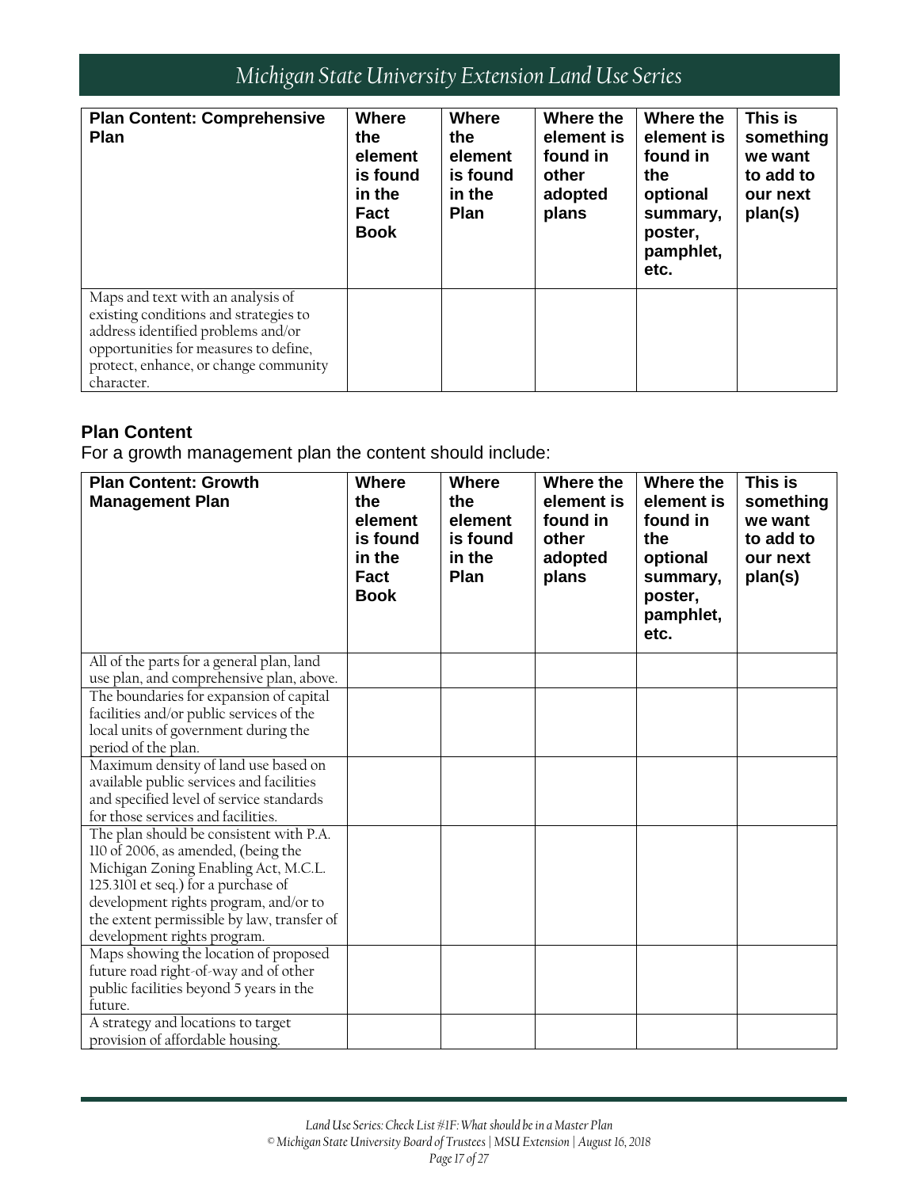| Plan Content: Comprehensive Plan | Where the element is found in the Fact Book | Where the element is found in the Plan | Where the element is found in other adopted plans | Where the element is found in the optional summary, poster, pamphlet, etc. | This is something we want to add to our next plan(s) |
|---|---|---|---|---|---|
| Maps and text with an analysis of existing conditions and strategies to address identified problems and/or opportunities for measures to define, protect, enhance, or change community character. | | | | | |

### Plan Content

For a growth management plan the content should include:

| Plan Content: Growth Management Plan | Where the element is found in the Fact Book | Where the element is found in the Plan | Where the element is found in other adopted plans | Where the element is found in the optional summary, poster, pamphlet, etc. | This is something we want to add to our next plan(s) |
|---|---|---|---|---|---|
| All of the parts for a general plan, land use plan, and comprehensive plan, above. | | | | | |
| The boundaries for expansion of capital facilities and/or public services of the local units of government during the period of the plan. | | | | | |
| Maximum density of land use based on available public services and facilities and specified level of service standards for those services and facilities. | | | | | |
| The plan should be consistent with P.A. 110 of 2006, as amended, (being the Michigan Zoning Enabling Act, M.C.L. 125.3101 et seq.) for a purchase of development rights program, and/or to the extent permissible by law, transfer of development rights program. | | | | | |
| Maps showing the location of proposed future road right-of-way and of other public facilities beyond 5 years in the future. | | | | | |
| A strategy and locations to target provision of affordable housing. | | | | | |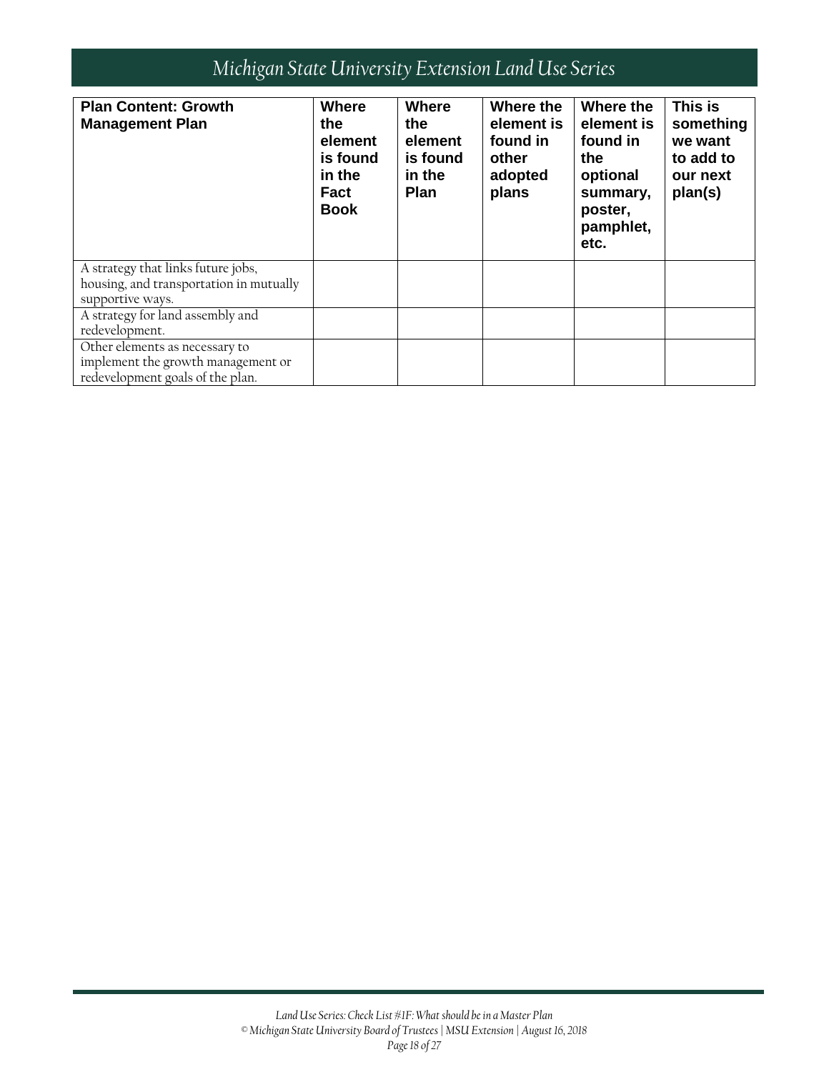| Plan Content: Growth Management Plan | Where the element is found in the Fact Book | Where the element is found in the Plan | Where the element is found in other adopted plans | Where the element is found in the optional summary, poster, pamphlet, etc. | This is something we want to add to our next plan(s) |
|---|---|---|---|---|---|
| A strategy that links future jobs, housing, and transportation in mutually supportive ways. | | | | | |
| A strategy for land assembly and redevelopment. | | | | | |
| Other elements as necessary to implement the growth management or redevelopment goals of the plan. | | | | | |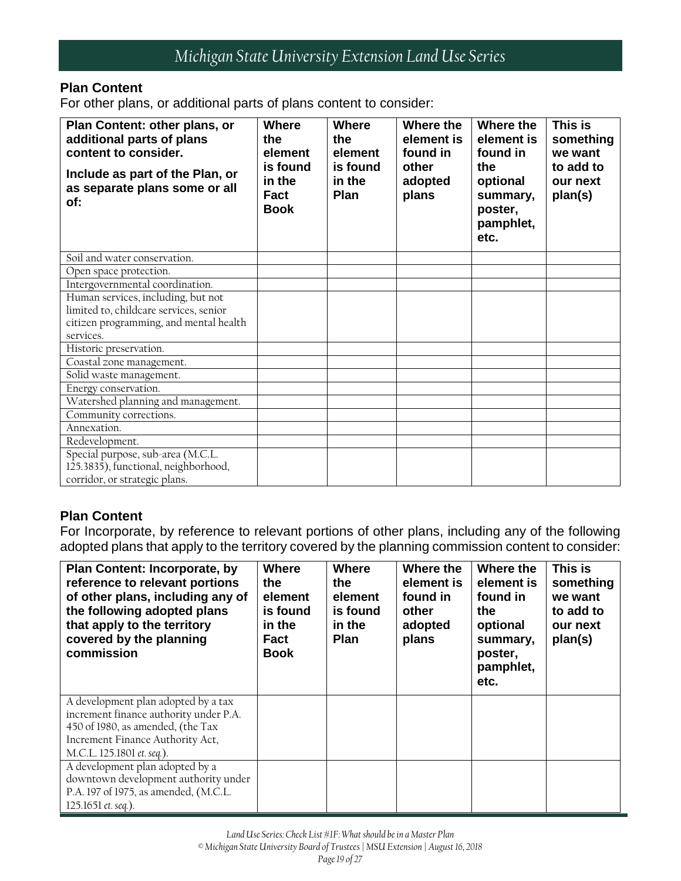### Plan Content

For other plans, or additional parts of plans content to consider:

| Plan Content: other plans, or additional parts of plans content to consider. Include as part of the Plan, or as separate plans some or all of: | Where the element is found in the Fact Book | Where the element is found in the Plan | Where the element is found in other adopted plans | Where the element is found in the optional summary, poster, pamphlet, etc. | This is something we want to add to our next plan(s) |
|---|---|---|---|---|---|
| Soil and water conservation. | | | | | |
| Open space protection. | | | | | |
| Intergovernmental coordination. | | | | | |
| Human services, including, but not limited to, childcare services, senior citizen programming, and mental health services. | | | | | |
| Historic preservation. | | | | | |
| Coastal zone management. | | | | | |
| Solid waste management. | | | | | |
| Energy conservation. | | | | | |
| Watershed planning and management. | | | | | |
| Community corrections. | | | | | |
| Annexation. | | | | | |
| Redevelopment. | | | | | |
| Special purpose, sub-area (M.C.L. 125.3835), functional, neighborhood, corridor, or strategic plans. | | | | | |

### Plan Content

For Incorporate, by reference to relevant portions of other plans, including any of the following adopted plans that apply to the territory covered by the planning commission content to consider:

| Plan Content: Incorporate, by reference to relevant portions of other plans, including any of the following adopted plans that apply to the territory covered by the planning commission | Where the element is found in the Fact Book | Where the element is found in the Plan | Where the element is found in other adopted plans | Where the element is found in the optional summary, poster, pamphlet, etc. | This is something we want to add to our next plan(s) |
|---|---|---|---|---|---|
| A development plan adopted by a tax increment finance authority under P.A. 450 of 1980, as amended, (the Tax Increment Finance Authority Act, M.C.L. 125.1801 *et. seq.*). | | | | | |
| A development plan adopted by a downtown development authority under P.A. 197 of 1975, as amended, (M.C.L. 125.1651 *et. seq.*). | | | | | |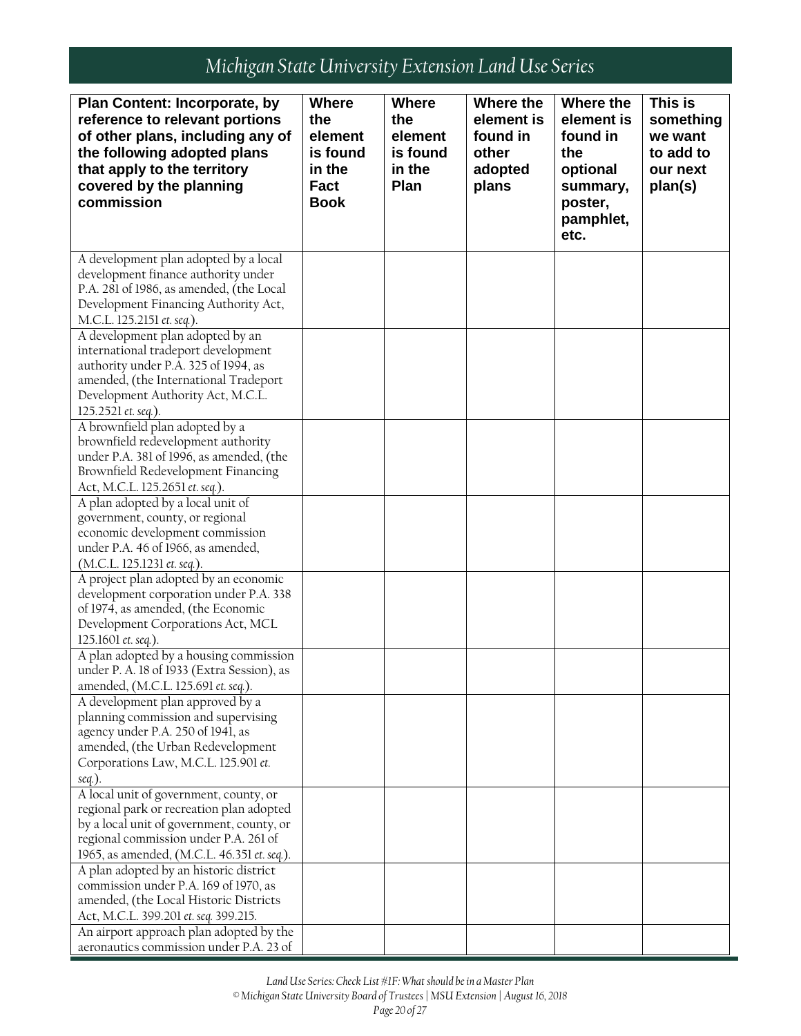| Plan Content: Incorporate, by reference to relevant portions of other plans, including any of the following adopted plans that apply to the territory covered by the planning commission | Where the element is found in the Fact Book | Where the element is found in the Plan | Where the element is found in other adopted plans | Where the element is found in the optional summary, poster, pamphlet, etc. | This is something we want to add to our next plan(s) |
|---|---|---|---|---|---|
| A development plan adopted by a local development finance authority under P.A. 281 of 1986, as amended, (the Local Development Financing Authority Act, M.C.L. 125.2151 *et. seq.*). | | | | | |
| A development plan adopted by an international tradeport development authority under P.A. 325 of 1994, as amended, (the International Tradeport Development Authority Act, M.C.L. 125.2521 *et. seq.*). | | | | | |
| A brownfield plan adopted by a brownfield redevelopment authority under P.A. 381 of 1996, as amended, (the Brownfield Redevelopment Financing Act, M.C.L. 125.2651 *et. seq.*). | | | | | |
| A plan adopted by a local unit of government, county, or regional economic development commission under P.A. 46 of 1966, as amended, (M.C.L. 125.1231 *et. seq.*). | | | | | |
| A project plan adopted by an economic development corporation under P.A. 338 of 1974, as amended, (the Economic Development Corporations Act, MCL 125.1601 *et. seq.*). | | | | | |
| A plan adopted by a housing commission under P. A. 18 of 1933 (Extra Session), as amended, (M.C.L. 125.691 *et. seq.*). | | | | | |
| A development plan approved by a planning commission and supervising agency under P.A. 250 of 1941, as amended, (the Urban Redevelopment Corporations Law, M.C.L. 125.901 *et. seq.*). | | | | | |
| A local unit of government, county, or regional park or recreation plan adopted by a local unit of government, county, or regional commission under P.A. 261 of 1965, as amended, (M.C.L. 46.351 *et. seq.*). | | | | | |
| A plan adopted by an historic district commission under P.A. 169 of 1970, as amended, (the Local Historic Districts Act, M.C.L. 399.201 *et. seq.* 399.215. | | | | | |
| An airport approach plan adopted by the aeronautics commission under P.A. 23 of | | | | | |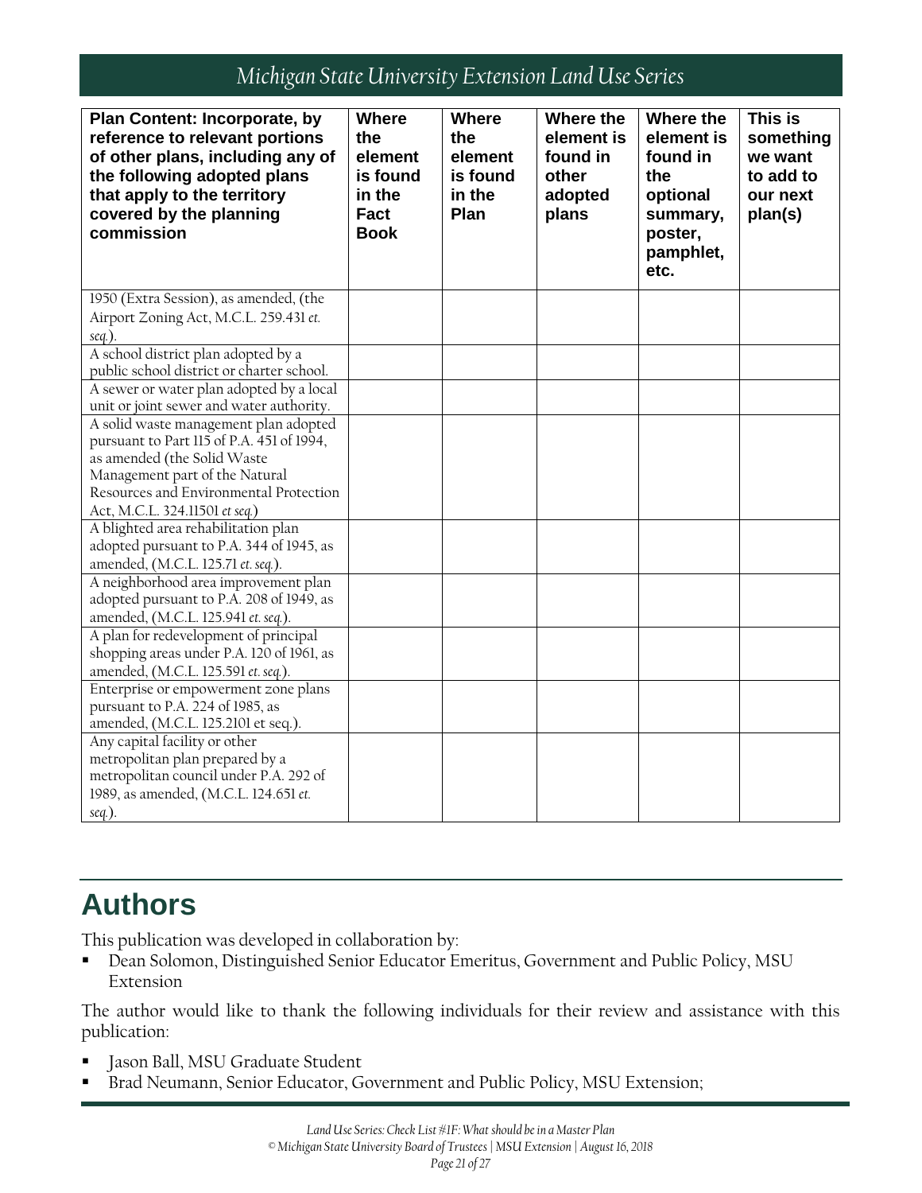| Plan Content: Incorporate, by reference to relevant portions of other plans, including any of the following adopted plans that apply to the territory covered by the planning commission | Where the element is found in the Fact Book | Where the element is found in the Plan | Where the element is found in other adopted plans | Where the element is found in the optional summary, poster, pamphlet, etc. | This is something we want to add to our next plan(s) |
|---|---|---|---|---|---|
| 1950 (Extra Session), as amended, (the Airport Zoning Act, M.C.L. 259.431 *et. seq.*). | | | | | |
| A school district plan adopted by a public school district or charter school. | | | | | |
| A sewer or water plan adopted by a local unit or joint sewer and water authority. | | | | | |
| A solid waste management plan adopted pursuant to Part 115 of P.A. 451 of 1994, as amended (the Solid Waste Management part of the Natural Resources and Environmental Protection Act, M.C.L. 324.11501 *et seq.*) | | | | | |
| A blighted area rehabilitation plan adopted pursuant to P.A. 344 of 1945, as amended, (M.C.L. 125.71 *et. seq.*). | | | | | |
| A neighborhood area improvement plan adopted pursuant to P.A. 208 of 1949, as amended, (M.C.L. 125.941 *et. seq.*). | | | | | |
| A plan for redevelopment of principal shopping areas under P.A. 120 of 1961, as amended, (M.C.L. 125.591 *et. seq.*). | | | | | |
| Enterprise or empowerment zone plans pursuant to P.A. 224 of 1985, as amended, (M.C.L. 125.2101 et seq.). | | | | | |
| Any capital facility or other metropolitan plan prepared by a metropolitan council under P.A. 292 of 1989, as amended, (M.C.L. 124.651 *et. seq.*). | | | | | |

# Authors

This publication was developed in collaboration by:

- Dean Solomon, Distinguished Senior Educator Emeritus, Government and Public Policy, MSU Extension

The author would like to thank the following individuals for their review and assistance with this publication:

- Jason Ball, MSU Graduate Student
- Brad Neumann, Senior Educator, Government and Public Policy, MSU Extension;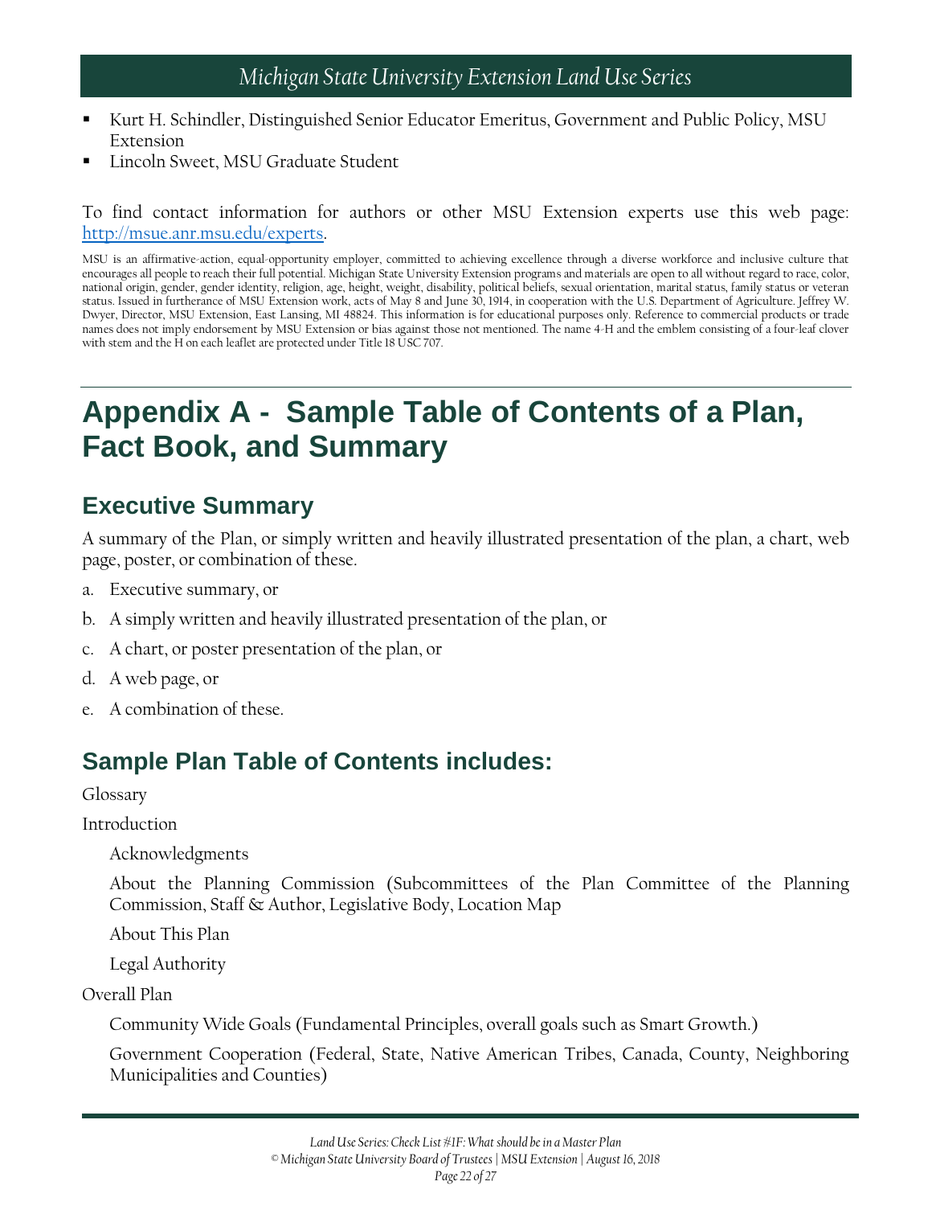- Kurt H. Schindler, Distinguished Senior Educator Emeritus, Government and Public Policy, MSU Extension
- Lincoln Sweet, MSU Graduate Student

To find contact information for authors or other MSU Extension experts use this web page: http://msue.anr.msu.edu/experts.

MSU is an affirmative-action, equal-opportunity employer, committed to achieving excellence through a diverse workforce and inclusive culture that encourages all people to reach their full potential. Michigan State University Extension programs and materials are open to all without regard to race, color, national origin, gender, gender identity, religion, age, height, weight, disability, political beliefs, sexual orientation, marital status, family status or veteran status. Issued in furtherance of MSU Extension work, acts of May 8 and June 30, 1914, in cooperation with the U.S. Department of Agriculture. Jeffrey W. Dwyer, Director, MSU Extension, East Lansing, MI 48824. This information is for educational purposes only. Reference to commercial products or trade names does not imply endorsement by MSU Extension or bias against those not mentioned. The name 4-H and the emblem consisting of a four-leaf clover with stem and the H on each leaflet are protected under Title 18 USC 707.

# Appendix A - Sample Table of Contents of a Plan, Fact Book, and Summary

## Executive Summary

A summary of the Plan, or simply written and heavily illustrated presentation of the plan, a chart, web page, poster, or combination of these.

a. Executive summary, or

b. A simply written and heavily illustrated presentation of the plan, or

c. A chart, or poster presentation of the plan, or

d. A web page, or

e. A combination of these.

## Sample Plan Table of Contents includes:

Glossary

Introduction

- Acknowledgments
- About the Planning Commission (Subcommittees of the Plan Committee of the Planning Commission, Staff & Author, Legislative Body, Location Map
- About This Plan
- Legal Authority

Overall Plan

- Community Wide Goals (Fundamental Principles, overall goals such as Smart Growth.)
- Government Cooperation (Federal, State, Native American Tribes, Canada, County, Neighboring Municipalities and Counties)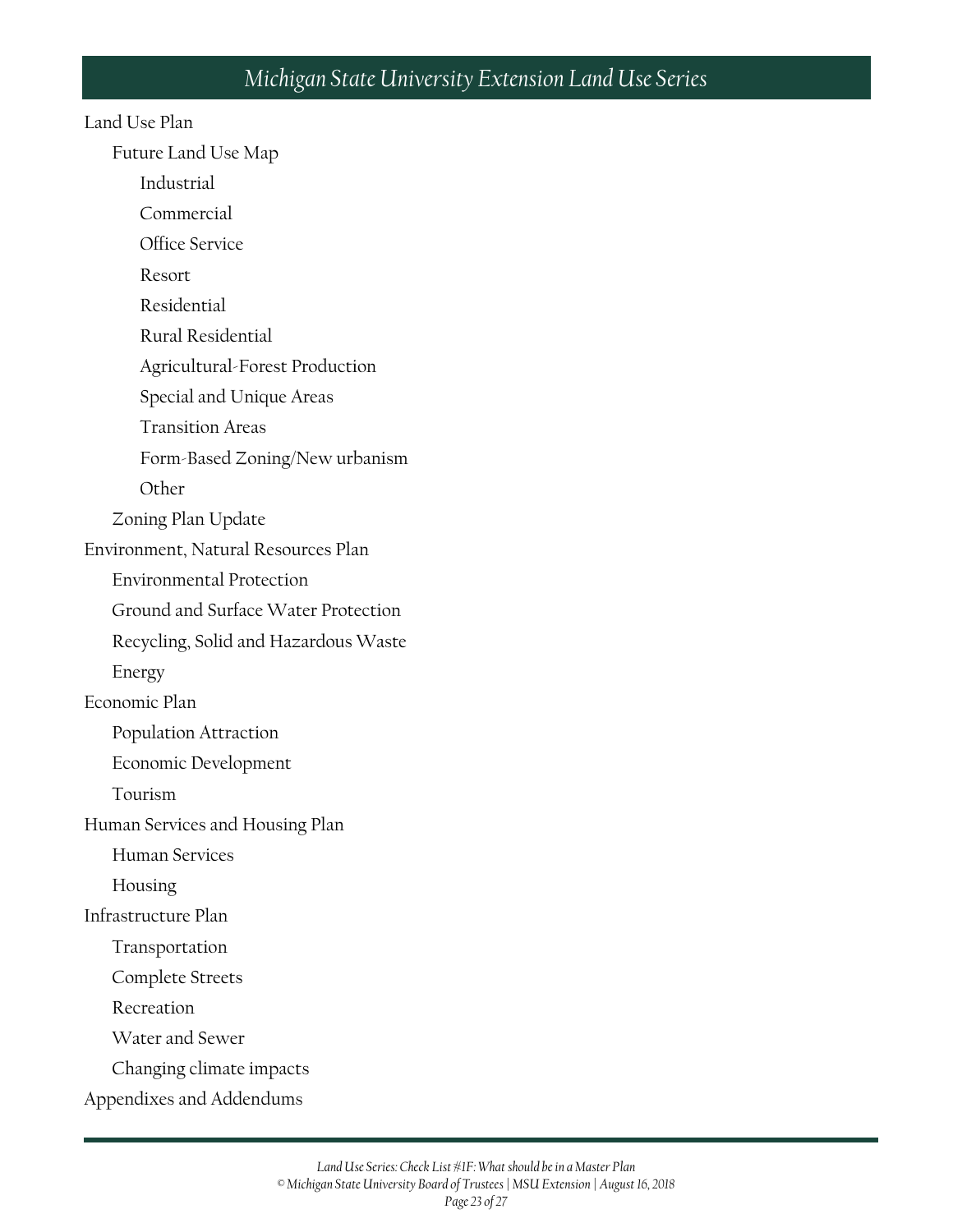- Land Use Plan
  - Future Land Use Map
    - Industrial
    - Commercial
    - Office Service
    - Resort
    - Residential
    - Rural Residential
    - Agricultural-Forest Production
    - Special and Unique Areas
    - Transition Areas
    - Form-Based Zoning/New urbanism
    - Other
  - Zoning Plan Update
- Environment, Natural Resources Plan
  - Environmental Protection
  - Ground and Surface Water Protection
  - Recycling, Solid and Hazardous Waste
  - Energy
- Economic Plan
  - Population Attraction
  - Economic Development
  - Tourism
- Human Services and Housing Plan
  - Human Services
  - Housing
- Infrastructure Plan
  - Transportation
  - Complete Streets
  - Recreation
  - Water and Sewer
  - Changing climate impacts
- Appendixes and Addendums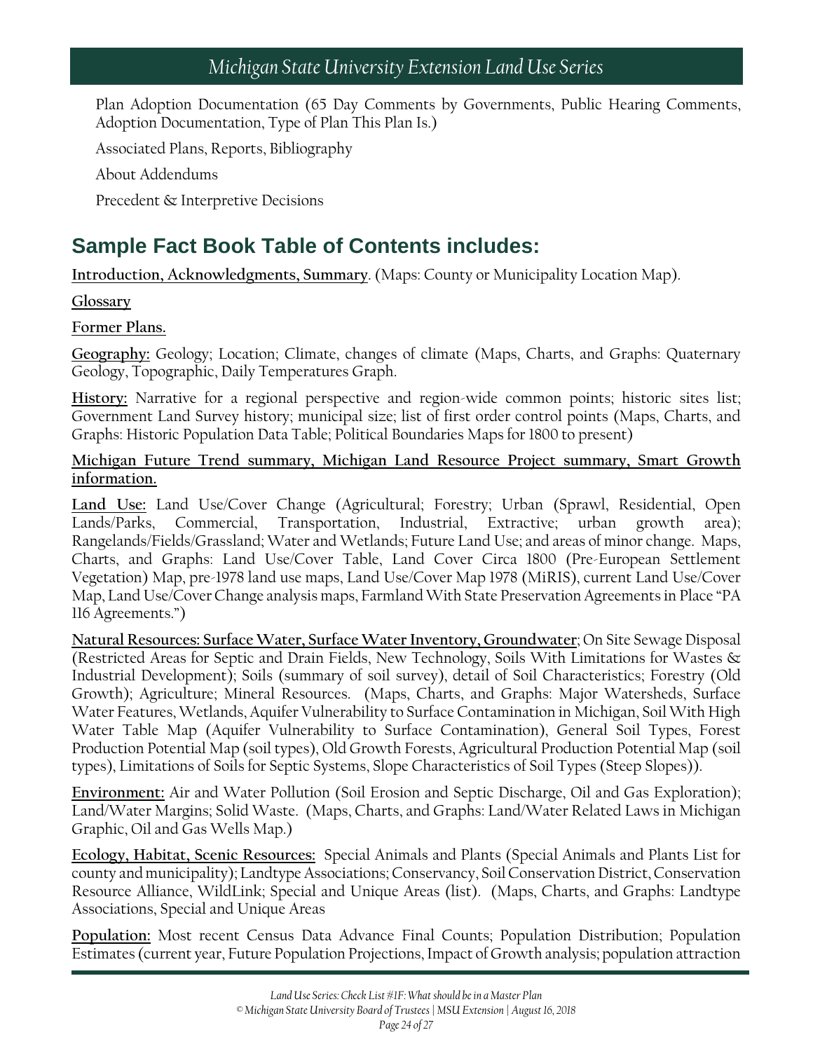Plan Adoption Documentation (65 Day Comments by Governments, Public Hearing Comments, Adoption Documentation, Type of Plan This Plan Is.)

Associated Plans, Reports, Bibliography

About Addendums

Precedent & Interpretive Decisions

## Sample Fact Book Table of Contents includes:

**Introduction, Acknowledgments, Summary**. (Maps: County or Municipality Location Map).

**Glossary**

**Former Plans.**

**Geography:** Geology; Location; Climate, changes of climate (Maps, Charts, and Graphs: Quaternary Geology, Topographic, Daily Temperatures Graph.

**History:** Narrative for a regional perspective and region-wide common points; historic sites list; Government Land Survey history; municipal size; list of first order control points (Maps, Charts, and Graphs: Historic Population Data Table; Political Boundaries Maps for 1800 to present)

**Michigan Future Trend summary, Michigan Land Resource Project summary, Smart Growth information.**

**Land Use:** Land Use/Cover Change (Agricultural; Forestry; Urban (Sprawl, Residential, Open Lands/Parks, Commercial, Transportation, Industrial, Extractive; urban growth area); Rangelands/Fields/Grassland; Water and Wetlands; Future Land Use; and areas of minor change. Maps, Charts, and Graphs: Land Use/Cover Table, Land Cover Circa 1800 (Pre-European Settlement Vegetation) Map, pre-1978 land use maps, Land Use/Cover Map 1978 (MiRIS), current Land Use/Cover Map, Land Use/Cover Change analysis maps, Farmland With State Preservation Agreements in Place "PA 116 Agreements.")

**Natural Resources: Surface Water, Surface Water Inventory, Groundwater**; On Site Sewage Disposal (Restricted Areas for Septic and Drain Fields, New Technology, Soils With Limitations for Wastes & Industrial Development); Soils (summary of soil survey), detail of Soil Characteristics; Forestry (Old Growth); Agriculture; Mineral Resources. (Maps, Charts, and Graphs: Major Watersheds, Surface Water Features, Wetlands, Aquifer Vulnerability to Surface Contamination in Michigan, Soil With High Water Table Map (Aquifer Vulnerability to Surface Contamination), General Soil Types, Forest Production Potential Map (soil types), Old Growth Forests, Agricultural Production Potential Map (soil types), Limitations of Soils for Septic Systems, Slope Characteristics of Soil Types (Steep Slopes)).

**Environment:** Air and Water Pollution (Soil Erosion and Septic Discharge, Oil and Gas Exploration); Land/Water Margins; Solid Waste. (Maps, Charts, and Graphs: Land/Water Related Laws in Michigan Graphic, Oil and Gas Wells Map.)

**Ecology, Habitat, Scenic Resources:** Special Animals and Plants (Special Animals and Plants List for county and municipality); Landtype Associations; Conservancy, Soil Conservation District, Conservation Resource Alliance, WildLink; Special and Unique Areas (list). (Maps, Charts, and Graphs: Landtype Associations, Special and Unique Areas

**Population:** Most recent Census Data Advance Final Counts; Population Distribution; Population Estimates (current year, Future Population Projections, Impact of Growth analysis; population attraction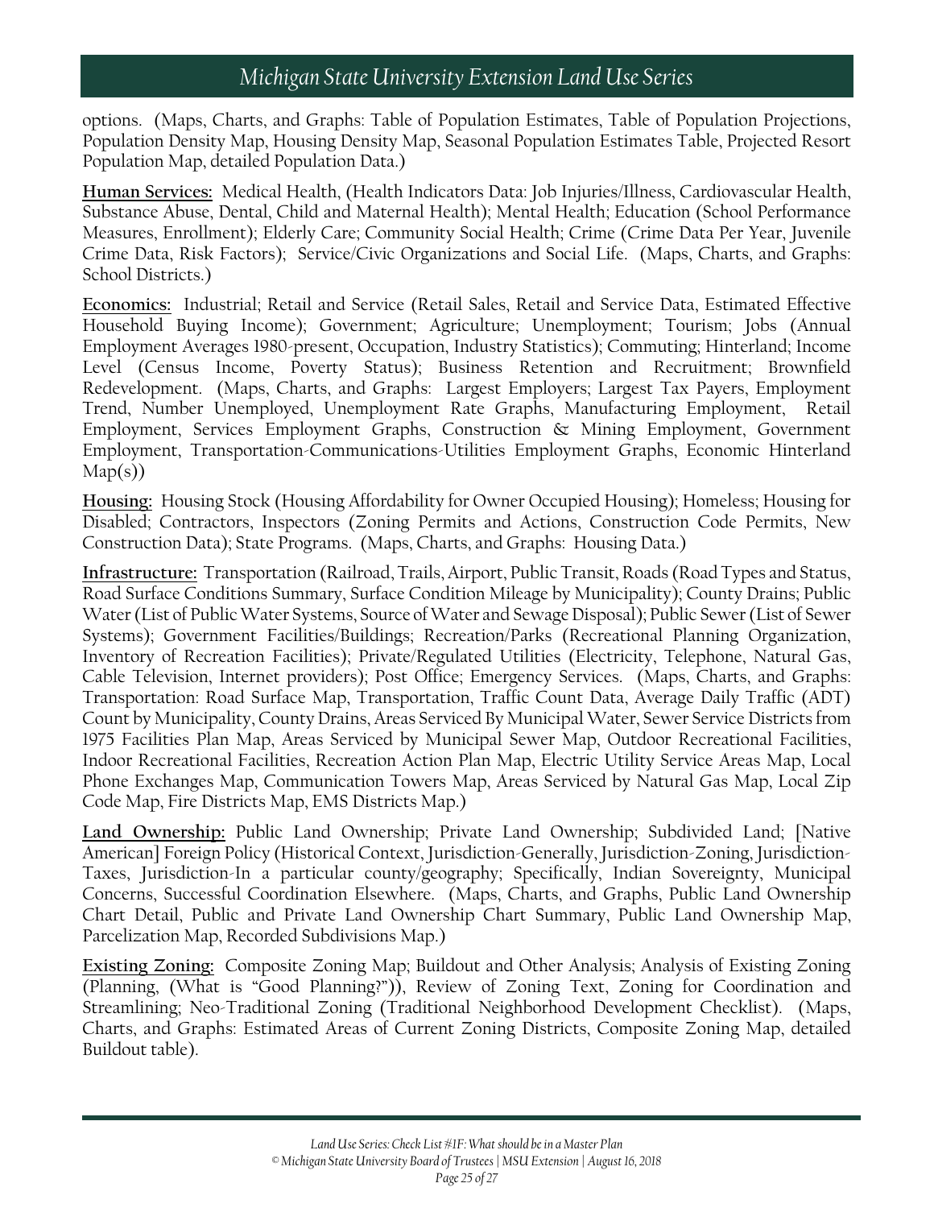options. (Maps, Charts, and Graphs: Table of Population Estimates, Table of Population Projections, Population Density Map, Housing Density Map, Seasonal Population Estimates Table, Projected Resort Population Map, detailed Population Data.)

**Human Services:** Medical Health, (Health Indicators Data: Job Injuries/Illness, Cardiovascular Health, Substance Abuse, Dental, Child and Maternal Health); Mental Health; Education (School Performance Measures, Enrollment); Elderly Care; Community Social Health; Crime (Crime Data Per Year, Juvenile Crime Data, Risk Factors); Service/Civic Organizations and Social Life. (Maps, Charts, and Graphs: School Districts.)

**Economics:** Industrial; Retail and Service (Retail Sales, Retail and Service Data, Estimated Effective Household Buying Income); Government; Agriculture; Unemployment; Tourism; Jobs (Annual Employment Averages 1980-present, Occupation, Industry Statistics); Commuting; Hinterland; Income Level (Census Income, Poverty Status); Business Retention and Recruitment; Brownfield Redevelopment. (Maps, Charts, and Graphs: Largest Employers; Largest Tax Payers, Employment Trend, Number Unemployed, Unemployment Rate Graphs, Manufacturing Employment, Retail Employment, Services Employment Graphs, Construction & Mining Employment, Government Employment, Transportation-Communications-Utilities Employment Graphs, Economic Hinterland Map(s))

**Housing:** Housing Stock (Housing Affordability for Owner Occupied Housing); Homeless; Housing for Disabled; Contractors, Inspectors (Zoning Permits and Actions, Construction Code Permits, New Construction Data); State Programs. (Maps, Charts, and Graphs: Housing Data.)

**Infrastructure:** Transportation (Railroad, Trails, Airport, Public Transit, Roads (Road Types and Status, Road Surface Conditions Summary, Surface Condition Mileage by Municipality); County Drains; Public Water (List of Public Water Systems, Source of Water and Sewage Disposal); Public Sewer (List of Sewer Systems); Government Facilities/Buildings; Recreation/Parks (Recreational Planning Organization, Inventory of Recreation Facilities); Private/Regulated Utilities (Electricity, Telephone, Natural Gas, Cable Television, Internet providers); Post Office; Emergency Services. (Maps, Charts, and Graphs: Transportation: Road Surface Map, Transportation, Traffic Count Data, Average Daily Traffic (ADT) Count by Municipality, County Drains, Areas Serviced By Municipal Water, Sewer Service Districts from 1975 Facilities Plan Map, Areas Serviced by Municipal Sewer Map, Outdoor Recreational Facilities, Indoor Recreational Facilities, Recreation Action Plan Map, Electric Utility Service Areas Map, Local Phone Exchanges Map, Communication Towers Map, Areas Serviced by Natural Gas Map, Local Zip Code Map, Fire Districts Map, EMS Districts Map.)

**Land Ownership:** Public Land Ownership; Private Land Ownership; Subdivided Land; [Native American] Foreign Policy (Historical Context, Jurisdiction-Generally, Jurisdiction-Zoning, Jurisdiction-Taxes, Jurisdiction-In a particular county/geography; Specifically, Indian Sovereignty, Municipal Concerns, Successful Coordination Elsewhere. (Maps, Charts, and Graphs, Public Land Ownership Chart Detail, Public and Private Land Ownership Chart Summary, Public Land Ownership Map, Parcelization Map, Recorded Subdivisions Map.)

**Existing Zoning:** Composite Zoning Map; Buildout and Other Analysis; Analysis of Existing Zoning (Planning, (What is "Good Planning?")), Review of Zoning Text, Zoning for Coordination and Streamlining; Neo-Traditional Zoning (Traditional Neighborhood Development Checklist). (Maps, Charts, and Graphs: Estimated Areas of Current Zoning Districts, Composite Zoning Map, detailed Buildout table).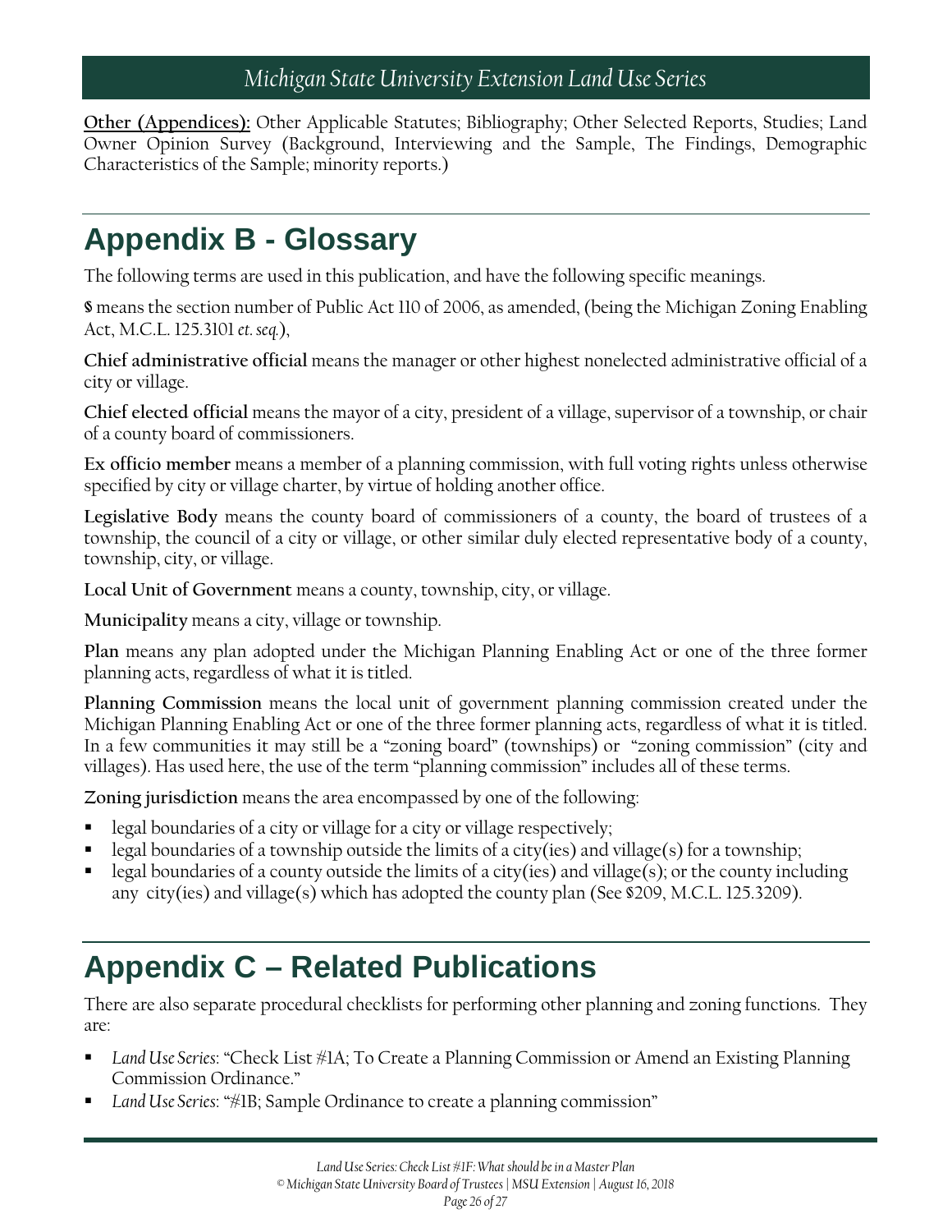**Other (Appendices):** Other Applicable Statutes; Bibliography; Other Selected Reports, Studies; Land Owner Opinion Survey (Background, Interviewing and the Sample, The Findings, Demographic Characteristics of the Sample; minority reports.)

## Appendix B - Glossary

The following terms are used in this publication, and have the following specific meanings.

**§** means the section number of Public Act 110 of 2006, as amended, (being the Michigan Zoning Enabling Act, M.C.L. 125.3101 *et. seq.*),

**Chief administrative official** means the manager or other highest nonelected administrative official of a city or village.

**Chief elected official** means the mayor of a city, president of a village, supervisor of a township, or chair of a county board of commissioners.

**Ex officio member** means a member of a planning commission, with full voting rights unless otherwise specified by city or village charter, by virtue of holding another office.

**Legislative Body** means the county board of commissioners of a county, the board of trustees of a township, the council of a city or village, or other similar duly elected representative body of a county, township, city, or village.

**Local Unit of Government** means a county, township, city, or village.

**Municipality** means a city, village or township.

**Plan** means any plan adopted under the Michigan Planning Enabling Act or one of the three former planning acts, regardless of what it is titled.

**Planning Commission** means the local unit of government planning commission created under the Michigan Planning Enabling Act or one of the three former planning acts, regardless of what it is titled. In a few communities it may still be a "zoning board" (townships) or "zoning commission" (city and villages). Has used here, the use of the term "planning commission" includes all of these terms.

**Zoning jurisdiction** means the area encompassed by one of the following:

- legal boundaries of a city or village for a city or village respectively;
- legal boundaries of a township outside the limits of a city(ies) and village(s) for a township;
- legal boundaries of a county outside the limits of a city(ies) and village(s); or the county including any city(ies) and village(s) which has adopted the county plan (See §209, M.C.L. 125.3209).

## Appendix C – Related Publications

There are also separate procedural checklists for performing other planning and zoning functions. They are:

- *Land Use Series*: "Check List #1A; To Create a Planning Commission or Amend an Existing Planning Commission Ordinance."
- *Land Use Series*: "#1B; Sample Ordinance to create a planning commission"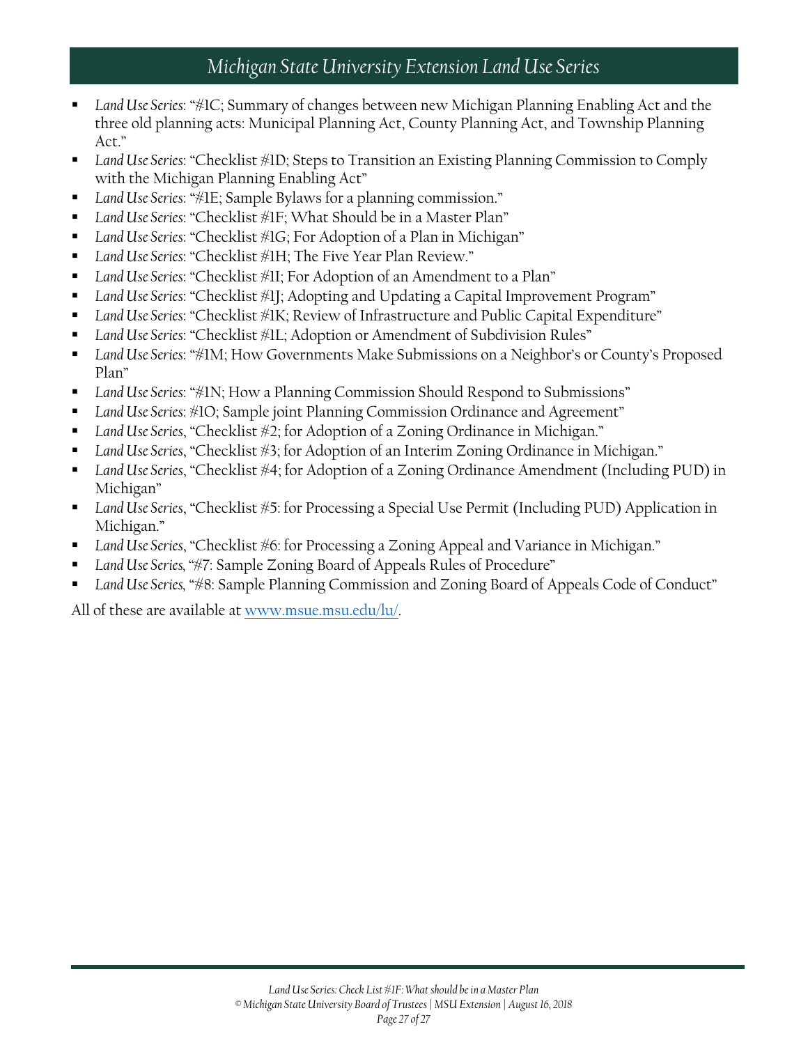- *Land Use Series*: "#1C; Summary of changes between new Michigan Planning Enabling Act and the three old planning acts: Municipal Planning Act, County Planning Act, and Township Planning Act."
- *Land Use Series*: "Checklist #1D; Steps to Transition an Existing Planning Commission to Comply with the Michigan Planning Enabling Act"
- *Land Use Series*: "#1E; Sample Bylaws for a planning commission."
- *Land Use Series*: "Checklist #1F; What Should be in a Master Plan"
- *Land Use Series*: "Checklist #1G; For Adoption of a Plan in Michigan"
- *Land Use Series*: "Checklist #1H; The Five Year Plan Review."
- *Land Use Series*: "Checklist #1I; For Adoption of an Amendment to a Plan"
- *Land Use Series*: "Checklist #1J; Adopting and Updating a Capital Improvement Program"
- *Land Use Series*: "Checklist #1K; Review of Infrastructure and Public Capital Expenditure"
- *Land Use Series*: "Checklist #1L; Adoption or Amendment of Subdivision Rules"
- *Land Use Series*: "#1M; How Governments Make Submissions on a Neighbor's or County's Proposed Plan"
- *Land Use Series*: "#1N; How a Planning Commission Should Respond to Submissions"
- *Land Use Series*: #1O; Sample joint Planning Commission Ordinance and Agreement"
- *Land Use Series*, "Checklist #2; for Adoption of a Zoning Ordinance in Michigan."
- *Land Use Series*, "Checklist #3; for Adoption of an Interim Zoning Ordinance in Michigan."
- *Land Use Series*, "Checklist #4; for Adoption of a Zoning Ordinance Amendment (Including PUD) in Michigan"
- *Land Use Series*, "Checklist #5: for Processing a Special Use Permit (Including PUD) Application in Michigan."
- *Land Use Series*, "Checklist #6: for Processing a Zoning Appeal and Variance in Michigan."
- *Land Use Series*, "#7: Sample Zoning Board of Appeals Rules of Procedure"
- *Land Use Series*, "#8: Sample Planning Commission and Zoning Board of Appeals Code of Conduct"

All of these are available at www.msue.msu.edu/lu/.